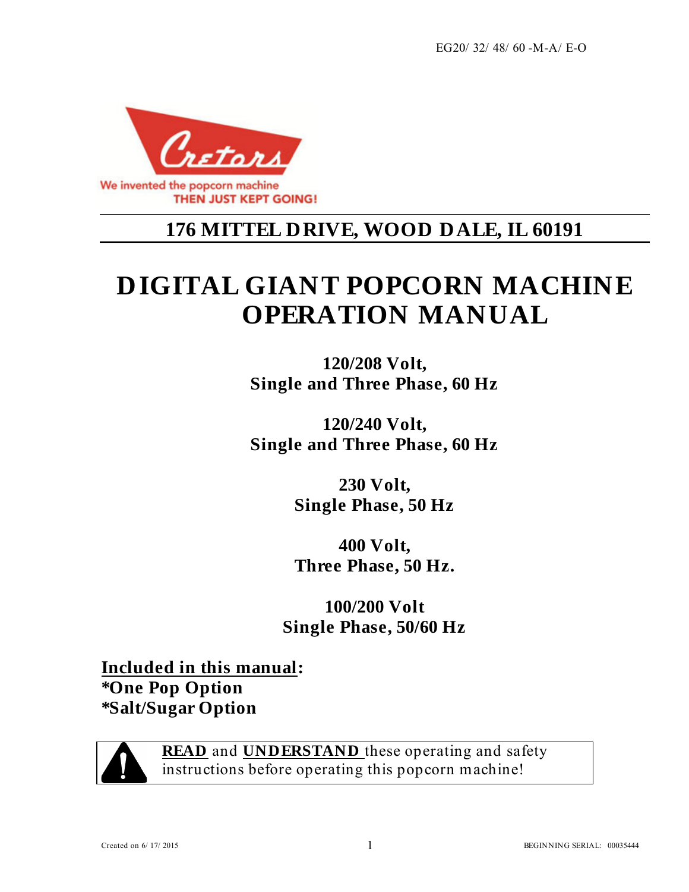EG20/ 32/ 48/ 60 -M-A/ E-O

Cretors

We invented the popcorn machine
THEN JUST KEPT GOING!

## 176 MITTEL DRIVE, WOOD DALE, IL 60191

# DIGITAL GIANT POPCORN MACHINE OPERATION MANUAL

**120/208 Volt,**
**Single and Three Phase, 60 Hz**

**120/240 Volt,**
**Single and Three Phase, 60 Hz**

**230 Volt,**
**Single Phase, 50 Hz**

**400 Volt,**
**Three Phase, 50 Hz.**

**100/200 Volt**
**Single Phase, 50/60 Hz**

**Included in this manual:**
***One Pop Option**
***Salt/Sugar Option**

**READ** and **UNDERSTAND** these operating and safety instructions before operating this popcorn machine!

Created on 6/ 17/ 2015

BEGINNING SERIAL: 00035444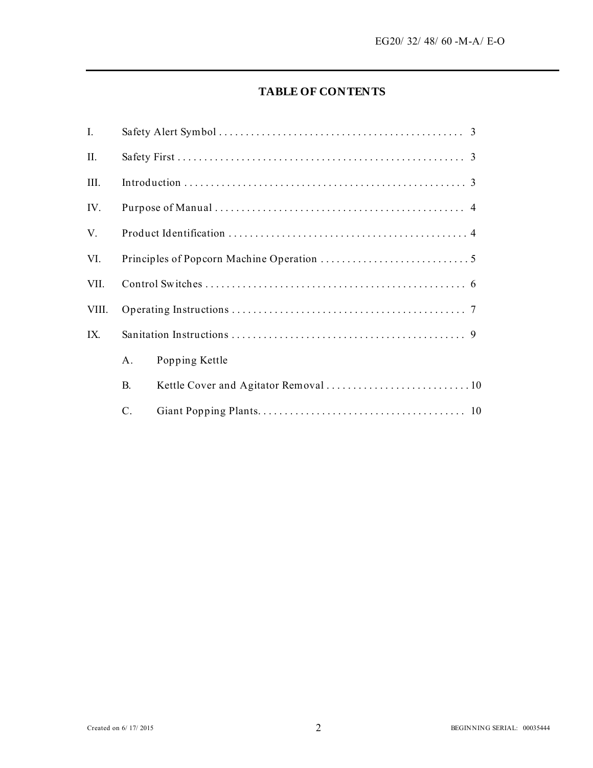## TABLE OF CONTENTS

I. Safety Alert Symbol .............................................. 3

II. Safety First ...................................................... 3

III. Introduction ..................................................... 3

IV. Purpose of Manual ............................................... 4

V. Product Identification ............................................. 4

VI. Principles of Popcorn Machine Operation ............................ 5

VII. Control Switches ................................................. 6

VIII. Operating Instructions ............................................ 7

IX. Sanitation Instructions ............................................ 9

- A. Popping Kettle
- B. Kettle Cover and Agitator Removal ........................... 10
- C. Giant Popping Plants....................................... 10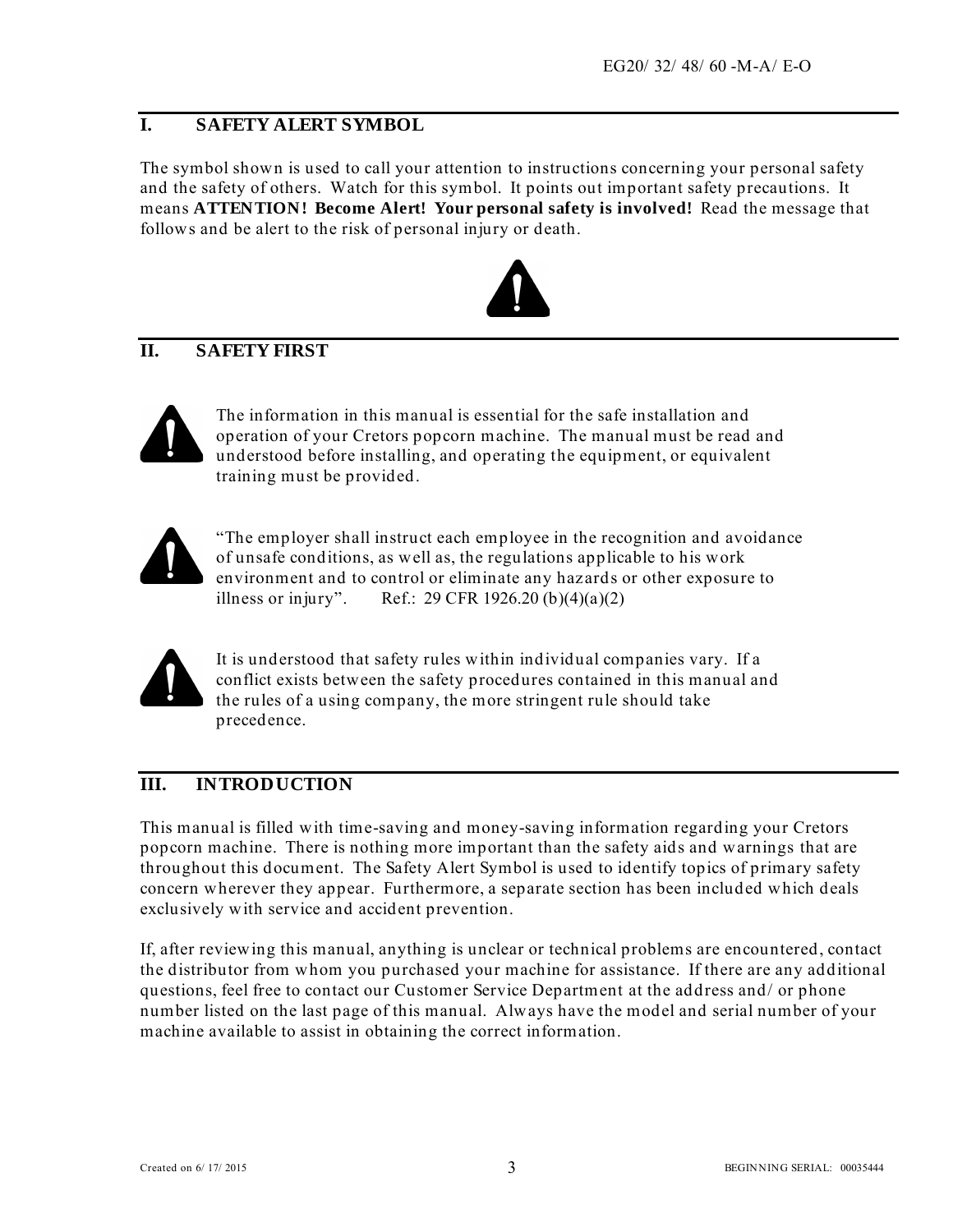## I. SAFETY ALERT SYMBOL

The symbol shown is used to call your attention to instructions concerning your personal safety and the safety of others. Watch for this symbol. It points out important safety precautions. It means **ATTENTION! Become Alert! Your personal safety is involved!** Read the message that follows and be alert to the risk of personal injury or death.

## II. SAFETY FIRST

The information in this manual is essential for the safe installation and operation of your Cretors popcorn machine. The manual must be read and understood before installing, and operating the equipment, or equivalent training must be provided.

"The employer shall instruct each employee in the recognition and avoidance of unsafe conditions, as well as, the regulations applicable to his work environment and to control or eliminate any hazards or other exposure to illness or injury". Ref.: 29 CFR 1926.20 (b)(4)(a)(2)

It is understood that safety rules within individual companies vary. If a conflict exists between the safety procedures contained in this manual and the rules of a using company, the more stringent rule should take precedence.

## III. INTRODUCTION

This manual is filled with time-saving and money-saving information regarding your Cretors popcorn machine. There is nothing more important than the safety aids and warnings that are throughout this document. The Safety Alert Symbol is used to identify topics of primary safety concern wherever they appear. Furthermore, a separate section has been included which deals exclusively with service and accident prevention.

If, after reviewing this manual, anything is unclear or technical problems are encountered, contact the distributor from whom you purchased your machine for assistance. If there are any additional questions, feel free to contact our Customer Service Department at the address and/or phone number listed on the last page of this manual. Always have the model and serial number of your machine available to assist in obtaining the correct information.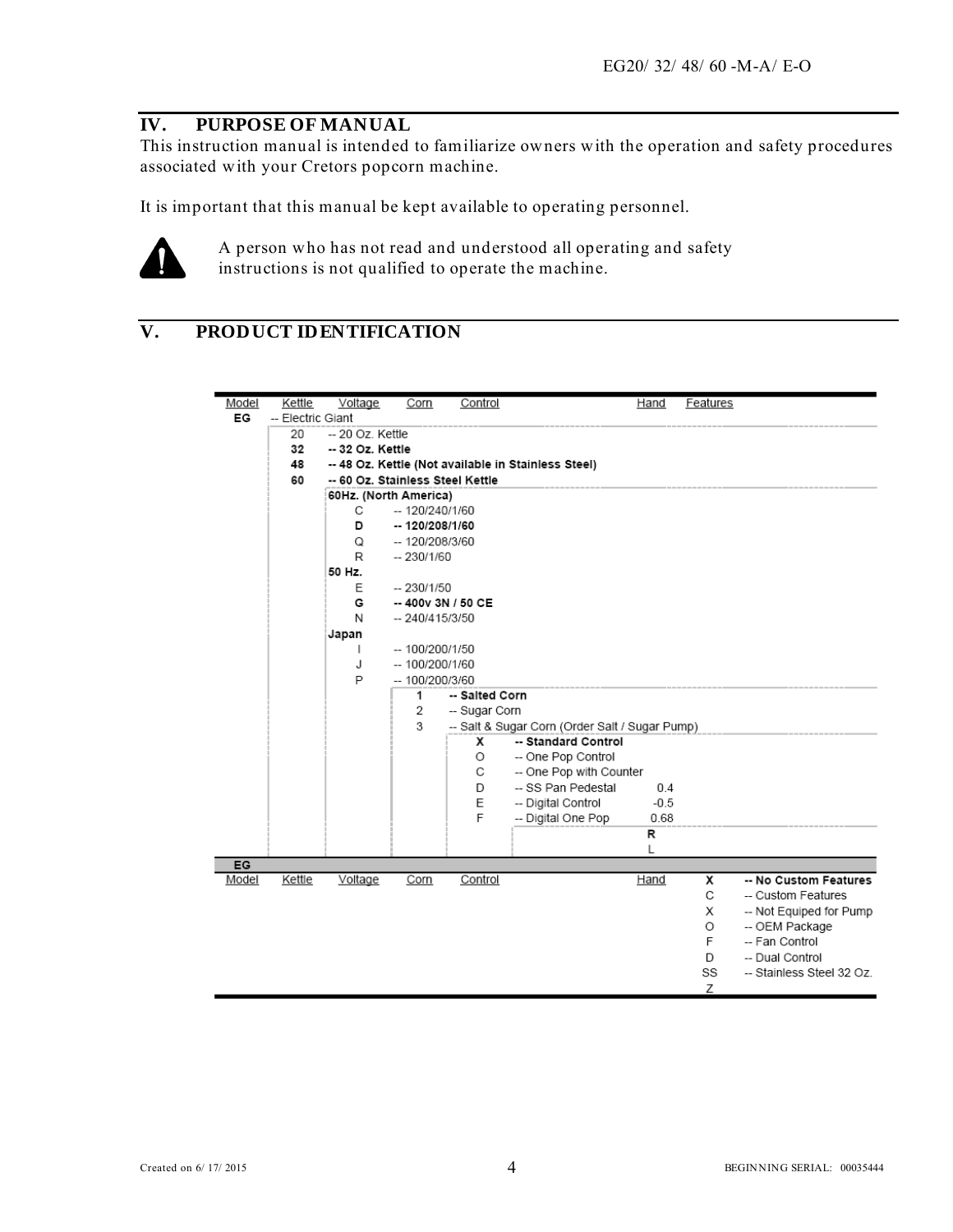## IV. PURPOSE OF MANUAL

This instruction manual is intended to familiarize owners with the operation and safety procedures associated with your Cretors popcorn machine.

It is important that this manual be kept available to operating personnel.

A person who has not read and understood all operating and safety instructions is not qualified to operate the machine.

## V. PRODUCT IDENTIFICATION

Model | Kettle | Voltage | Corn | Control | Hand | Features

**EG** -- Electric Giant

- **Kettle**
  - 20 -- 20 Oz. Kettle
  - **32 -- 32 Oz. Kettle**
  - **48 -- 48 Oz. Kettle (Not available in Stainless Steel)**
  - **60 -- 60 Oz. Stainless Steel Kettle**
- **Voltage**
  - **60Hz. (North America)**
    - C -- 120/240/1/60
    - **D -- 120/208/1/60**
    - Q -- 120/208/3/60
    - R -- 230/1/60
  - **50 Hz.**
    - E -- 230/1/50
    - **G -- 400v 3N / 50 CE**
    - N -- 240/415/3/50
  - **Japan**
    - I -- 100/200/1/50
    - J -- 100/200/1/60
    - P -- 100/200/3/60
- **Corn**
  - **1 -- Salted Corn**
  - 2 -- Sugar Corn
  - 3 -- Salt & Sugar Corn (Order Salt / Sugar Pump)
- **Control**
  - **X -- Standard Control**
  - O -- One Pop Control
  - C -- One Pop with Counter
  - D -- SS Pan Pedestal 0.4
  - E -- Digital Control -0.5
  - F -- Digital One Pop 0.68
- **Hand**
  - **R**
  - L

**EG**

Model | Kettle | Voltage | Corn | Control | Hand | Features

- **Features**
  - **X -- No Custom Features**
  - C -- Custom Features
  - X -- Not Equiped for Pump
  - O -- OEM Package
  - F -- Fan Control
  - D -- Dual Control
  - SS -- Stainless Steel 32 Oz.
  - Z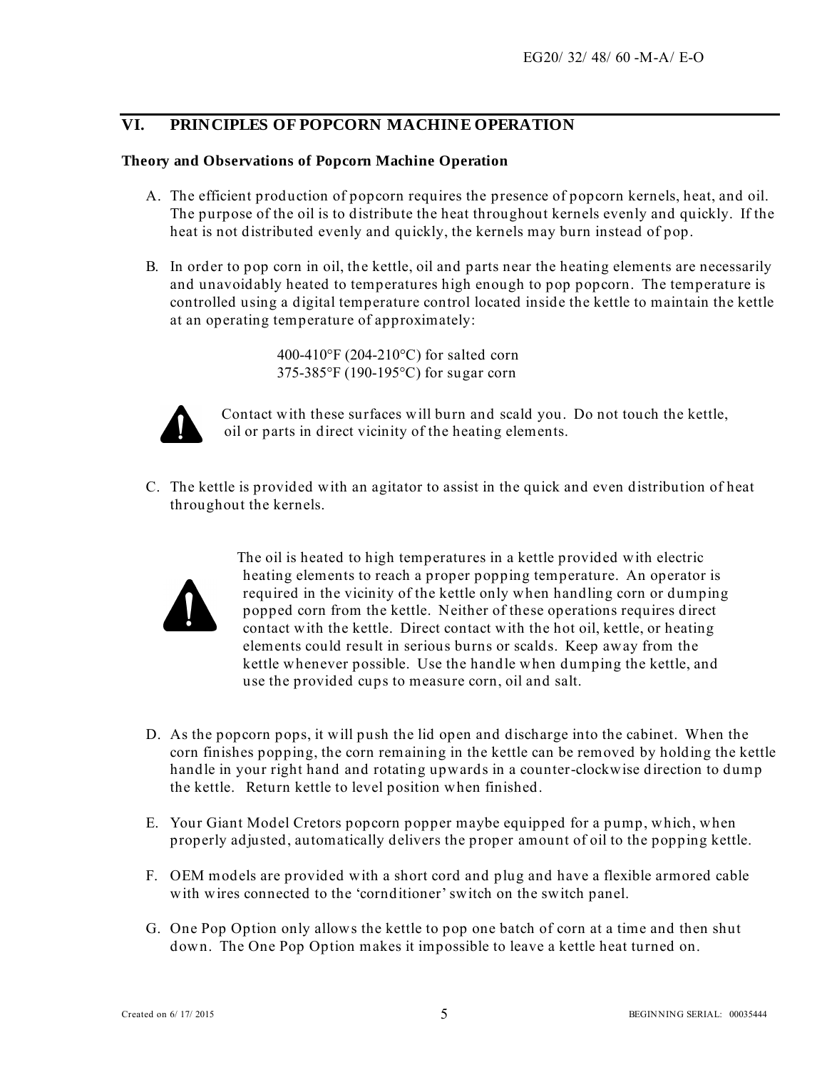## VI. PRINCIPLES OF POPCORN MACHINE OPERATION

### Theory and Observations of Popcorn Machine Operation

A. The efficient production of popcorn requires the presence of popcorn kernels, heat, and oil. The purpose of the oil is to distribute the heat throughout kernels evenly and quickly. If the heat is not distributed evenly and quickly, the kernels may burn instead of pop.

B. In order to pop corn in oil, the kettle, oil and parts near the heating elements are necessarily and unavoidably heated to temperatures high enough to pop popcorn. The temperature is controlled using a digital temperature control located inside the kettle to maintain the kettle at an operating temperature of approximately:

   400-410°F (204-210°C) for salted corn
   375-385°F (190-195°C) for sugar corn

   Contact with these surfaces will burn and scald you. Do not touch the kettle, oil or parts in direct vicinity of the heating elements.

C. The kettle is provided with an agitator to assist in the quick and even distribution of heat throughout the kernels.

   The oil is heated to high temperatures in a kettle provided with electric heating elements to reach a proper popping temperature. An operator is required in the vicinity of the kettle only when handling corn or dumping popped corn from the kettle. Neither of these operations requires direct contact with the kettle. Direct contact with the hot oil, kettle, or heating elements could result in serious burns or scalds. Keep away from the kettle whenever possible. Use the handle when dumping the kettle, and use the provided cups to measure corn, oil and salt.

D. As the popcorn pops, it will push the lid open and discharge into the cabinet. When the corn finishes popping, the corn remaining in the kettle can be removed by holding the kettle handle in your right hand and rotating upwards in a counter-clockwise direction to dump the kettle. Return kettle to level position when finished.

E. Your Giant Model Cretors popcorn popper maybe equipped for a pump, which, when properly adjusted, automatically delivers the proper amount of oil to the popping kettle.

F. OEM models are provided with a short cord and plug and have a flexible armored cable with wires connected to the 'cornditioner' switch on the switch panel.

G. One Pop Option only allows the kettle to pop one batch of corn at a time and then shut down. The One Pop Option makes it impossible to leave a kettle heat turned on.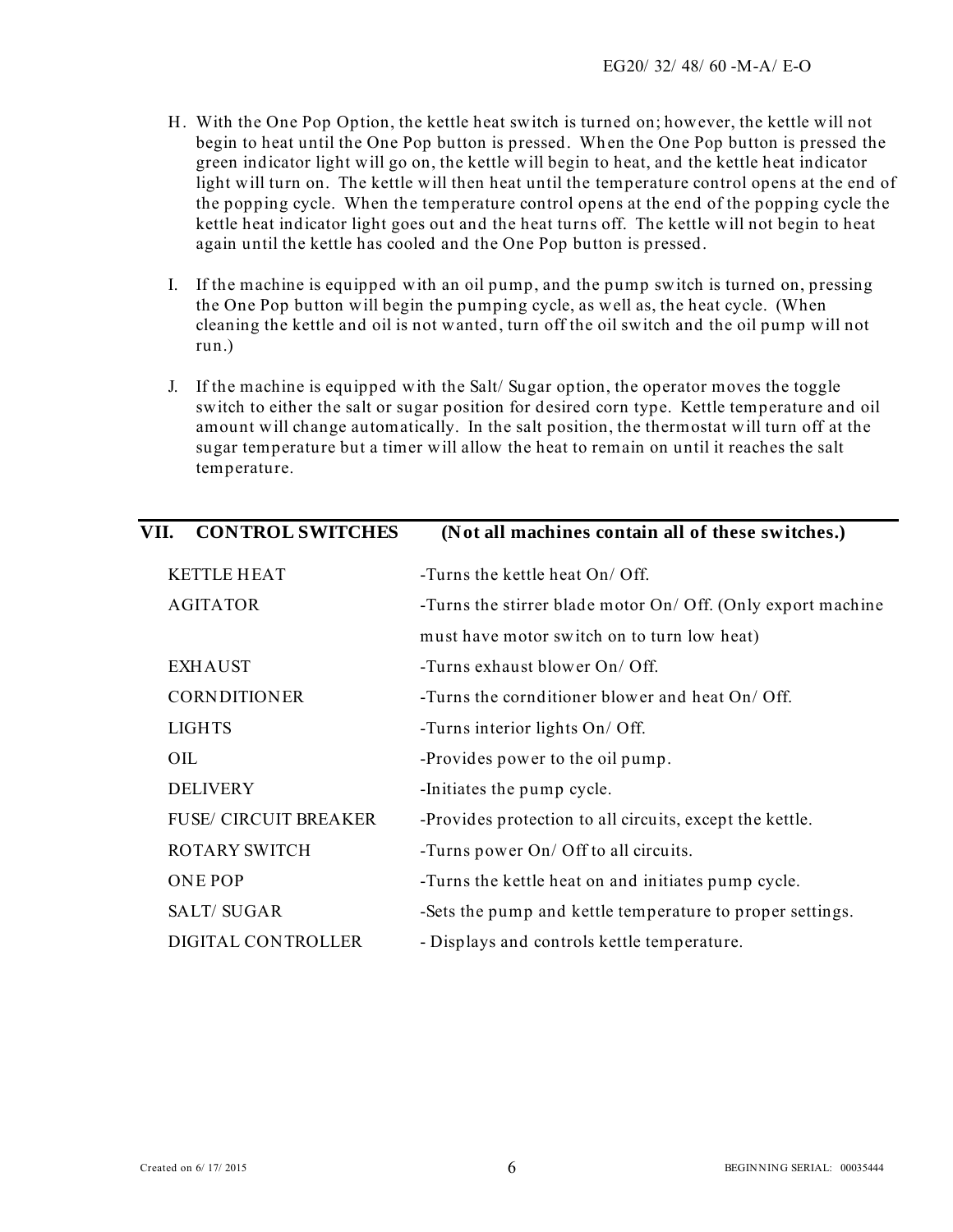H. With the One Pop Option, the kettle heat switch is turned on; however, the kettle will not begin to heat until the One Pop button is pressed. When the One Pop button is pressed the green indicator light will go on, the kettle will begin to heat, and the kettle heat indicator light will turn on. The kettle will then heat until the temperature control opens at the end of the popping cycle. When the temperature control opens at the end of the popping cycle the kettle heat indicator light goes out and the heat turns off. The kettle will not begin to heat again until the kettle has cooled and the One Pop button is pressed.

I. If the machine is equipped with an oil pump, and the pump switch is turned on, pressing the One Pop button will begin the pumping cycle, as well as, the heat cycle. (When cleaning the kettle and oil is not wanted, turn off the oil switch and the oil pump will not run.)

J. If the machine is equipped with the Salt/ Sugar option, the operator moves the toggle switch to either the salt or sugar position for desired corn type. Kettle temperature and oil amount will change automatically. In the salt position, the thermostat will turn off at the sugar temperature but a timer will allow the heat to remain on until it reaches the salt temperature.

## VII. CONTROL SWITCHES (Not all machines contain all of these switches.)

| | |
|---|---|
| KETTLE HEAT | -Turns the kettle heat On/ Off. |
| AGITATOR | -Turns the stirrer blade motor On/ Off. (Only export machine must have motor switch on to turn low heat) |
| EXHAUST | -Turns exhaust blower On/ Off. |
| CORNDITIONER | -Turns the cornditioner blower and heat On/ Off. |
| LIGHTS | -Turns interior lights On/ Off. |
| OIL | -Provides power to the oil pump. |
| DELIVERY | -Initiates the pump cycle. |
| FUSE/ CIRCUIT BREAKER | -Provides protection to all circuits, except the kettle. |
| ROTARY SWITCH | -Turns power On/ Off to all circuits. |
| ONE POP | -Turns the kettle heat on and initiates pump cycle. |
| SALT/ SUGAR | -Sets the pump and kettle temperature to proper settings. |
| DIGITAL CONTROLLER | - Displays and controls kettle temperature. |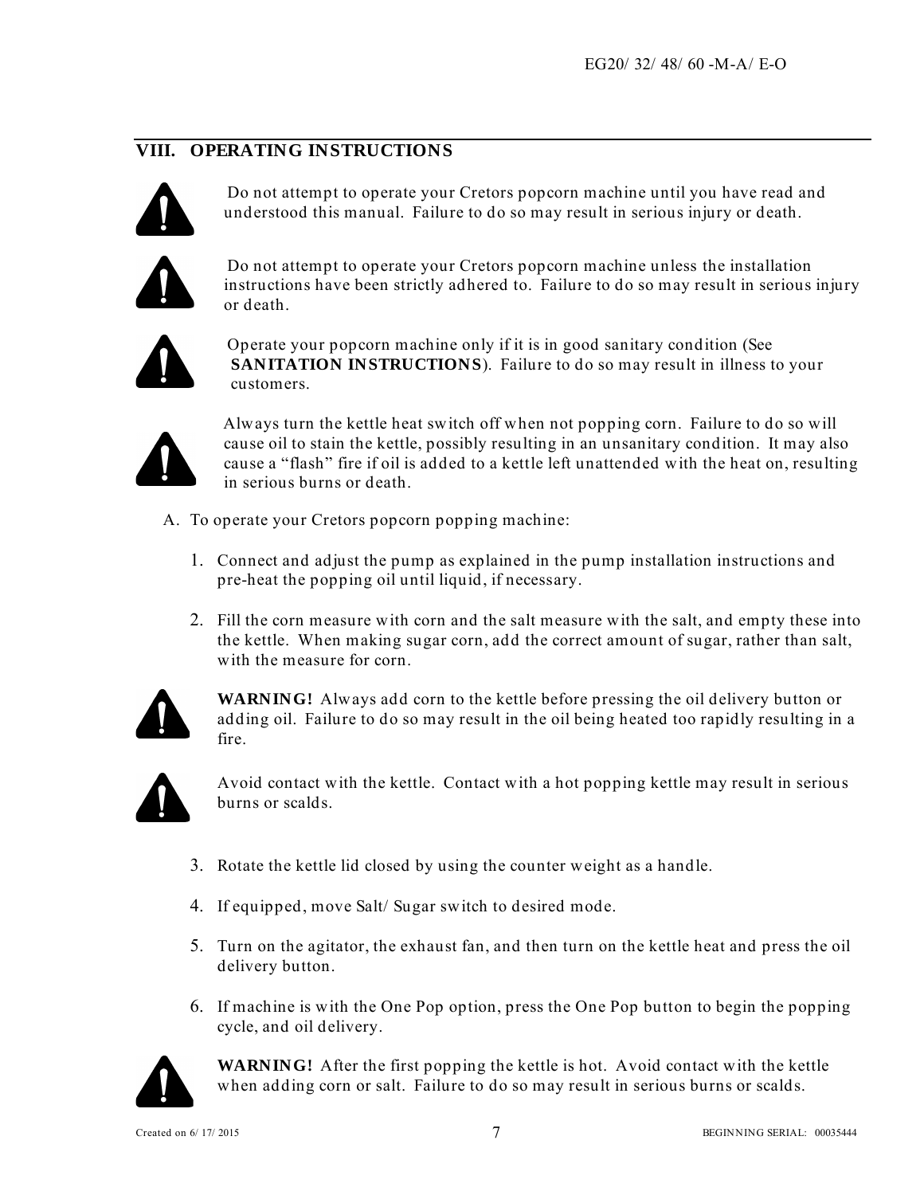## VIII. OPERATING INSTRUCTIONS

Do not attempt to operate your Cretors popcorn machine until you have read and understood this manual. Failure to do so may result in serious injury or death.

Do not attempt to operate your Cretors popcorn machine unless the installation instructions have been strictly adhered to. Failure to do so may result in serious injury or death.

Operate your popcorn machine only if it is in good sanitary condition (See **SANITATION INSTRUCTIONS**). Failure to do so may result in illness to your customers.

Always turn the kettle heat switch off when not popping corn. Failure to do so will cause oil to stain the kettle, possibly resulting in an unsanitary condition. It may also cause a "flash" fire if oil is added to a kettle left unattended with the heat on, resulting in serious burns or death.

A. To operate your Cretors popcorn popping machine:

1. Connect and adjust the pump as explained in the pump installation instructions and pre-heat the popping oil until liquid, if necessary.

2. Fill the corn measure with corn and the salt measure with the salt, and empty these into the kettle. When making sugar corn, add the correct amount of sugar, rather than salt, with the measure for corn.

   **WARNING!** Always add corn to the kettle before pressing the oil delivery button or adding oil. Failure to do so may result in the oil being heated too rapidly resulting in a fire.

   Avoid contact with the kettle. Contact with a hot popping kettle may result in serious burns or scalds.

3. Rotate the kettle lid closed by using the counter weight as a handle.

4. If equipped, move Salt/ Sugar switch to desired mode.

5. Turn on the agitator, the exhaust fan, and then turn on the kettle heat and press the oil delivery button.

6. If machine is with the One Pop option, press the One Pop button to begin the popping cycle, and oil delivery.

   **WARNING!** After the first popping the kettle is hot. Avoid contact with the kettle when adding corn or salt. Failure to do so may result in serious burns or scalds.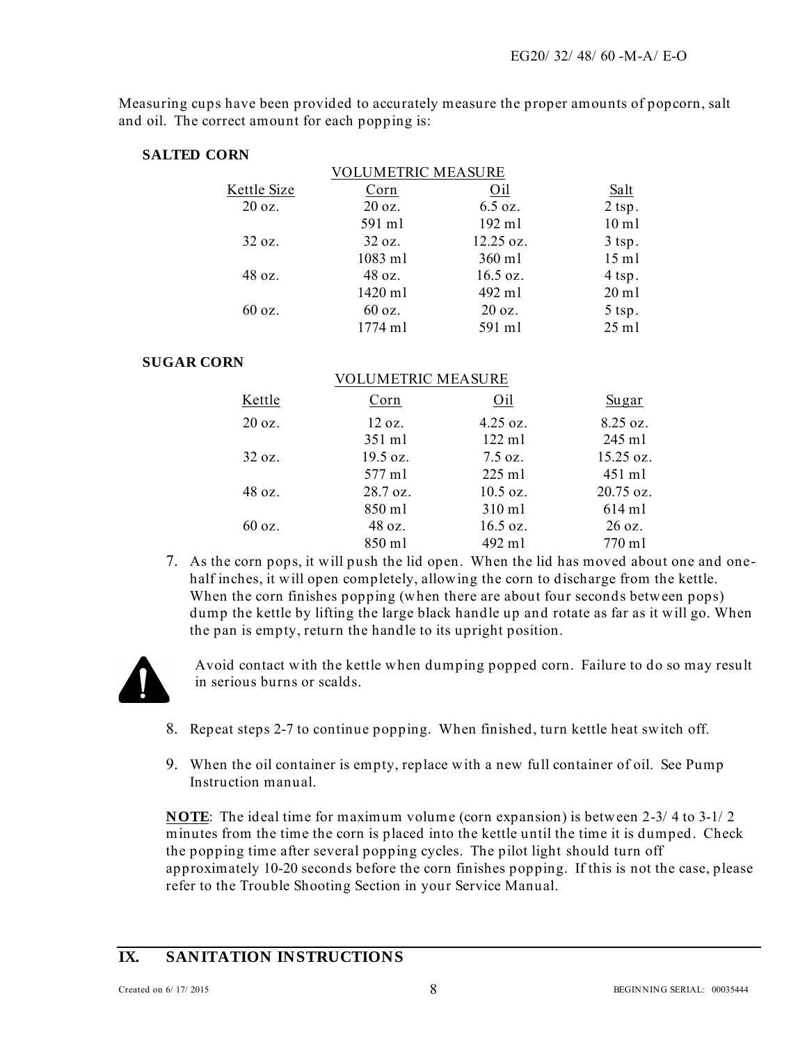Measuring cups have been provided to accurately measure the proper amounts of popcorn, salt and oil. The correct amount for each popping is:

**SALTED CORN**

| | VOLUMETRIC MEASURE | | |
|---|---|---|---|
| Kettle Size | Corn | Oil | Salt |
| 20 oz. | 20 oz. | 6.5 oz. | 2 tsp. |
| | 591 ml | 192 ml | 10 ml |
| 32 oz. | 32 oz. | 12.25 oz. | 3 tsp. |
| | 1083 ml | 360 ml | 15 ml |
| 48 oz. | 48 oz. | 16.5 oz. | 4 tsp. |
| | 1420 ml | 492 ml | 20 ml |
| 60 oz. | 60 oz. | 20 oz. | 5 tsp. |
| | 1774 ml | 591 ml | 25 ml |

**SUGAR CORN**

| | VOLUMETRIC MEASURE | | |
|---|---|---|---|
| Kettle | Corn | Oil | Sugar |
| 20 oz. | 12 oz. | 4.25 oz. | 8.25 oz. |
| | 351 ml | 122 ml | 245 ml |
| 32 oz. | 19.5 oz. | 7.5 oz. | 15.25 oz. |
| | 577 ml | 225 ml | 451 ml |
| 48 oz. | 28.7 oz. | 10.5 oz. | 20.75 oz. |
| | 850 ml | 310 ml | 614 ml |
| 60 oz. | 48 oz. | 16.5 oz. | 26 oz. |
| | 850 ml | 492 ml | 770 ml |

7. As the corn pops, it will push the lid open. When the lid has moved about one and one-half inches, it will open completely, allowing the corn to discharge from the kettle. When the corn finishes popping (when there are about four seconds between pops) dump the kettle by lifting the large black handle up and rotate as far as it will go. When the pan is empty, return the handle to its upright position.

Avoid contact with the kettle when dumping popped corn. Failure to do so may result in serious burns or scalds.

8. Repeat steps 2-7 to continue popping. When finished, turn kettle heat switch off.

9. When the oil container is empty, replace with a new full container of oil. See Pump Instruction manual.

**NOTE**: The ideal time for maximum volume (corn expansion) is between 2-3/4 to 3-1/2 minutes from the time the corn is placed into the kettle until the time it is dumped. Check the popping time after several popping cycles. The pilot light should turn off approximately 10-20 seconds before the corn finishes popping. If this is not the case, please refer to the Trouble Shooting Section in your Service Manual.

## IX. SANITATION INSTRUCTIONS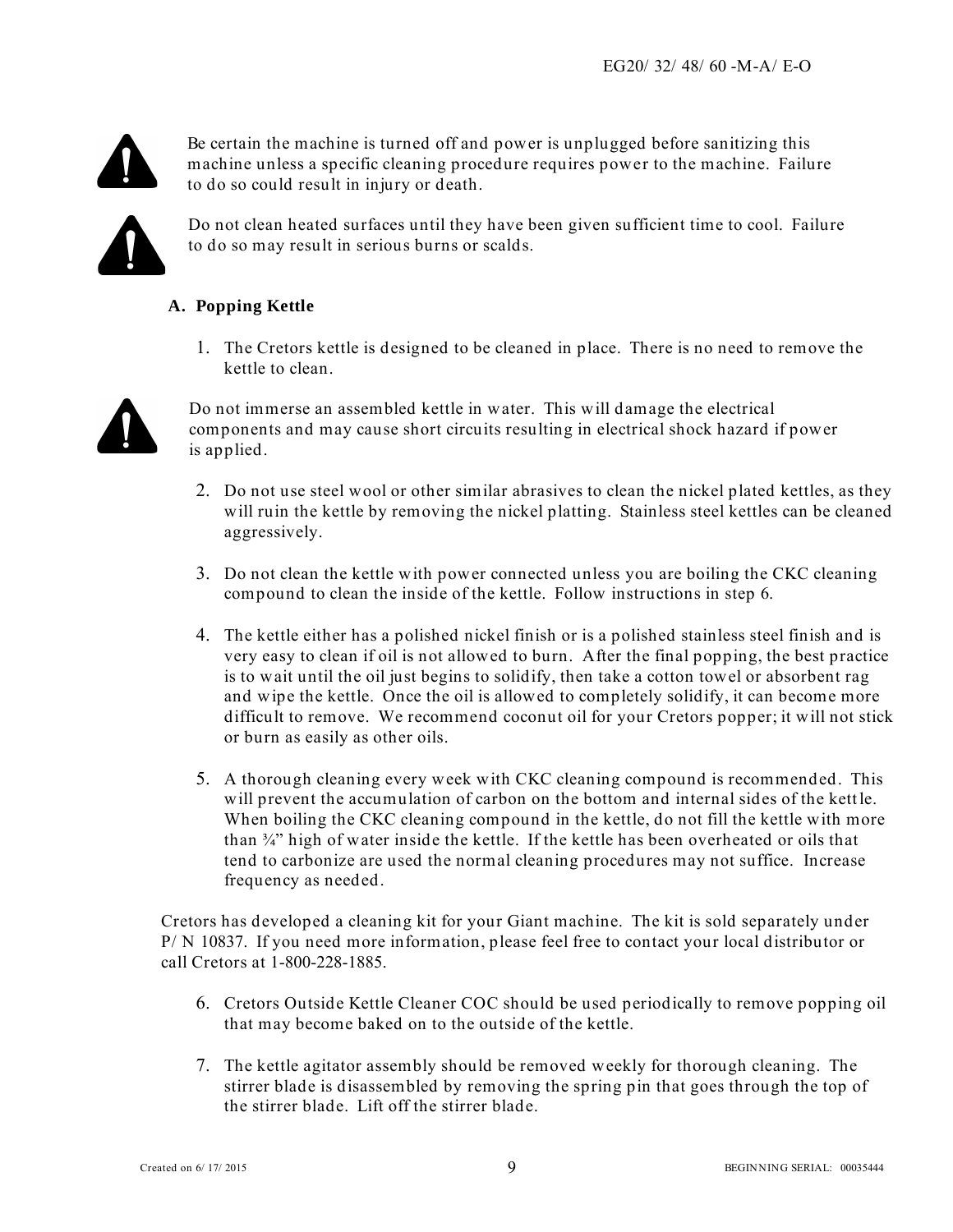Be certain the machine is turned off and power is unplugged before sanitizing this machine unless a specific cleaning procedure requires power to the machine. Failure to do so could result in injury or death.

Do not clean heated surfaces until they have been given sufficient time to cool. Failure to do so may result in serious burns or scalds.

### A. Popping Kettle

1. The Cretors kettle is designed to be cleaned in place. There is no need to remove the kettle to clean.

Do not immerse an assembled kettle in water. This will damage the electrical components and may cause short circuits resulting in electrical shock hazard if power is applied.

2. Do not use steel wool or other similar abrasives to clean the nickel plated kettles, as they will ruin the kettle by removing the nickel platting. Stainless steel kettles can be cleaned aggressively.

3. Do not clean the kettle with power connected unless you are boiling the CKC cleaning compound to clean the inside of the kettle. Follow instructions in step 6.

4. The kettle either has a polished nickel finish or is a polished stainless steel finish and is very easy to clean if oil is not allowed to burn. After the final popping, the best practice is to wait until the oil just begins to solidify, then take a cotton towel or absorbent rag and wipe the kettle. Once the oil is allowed to completely solidify, it can become more difficult to remove. We recommend coconut oil for your Cretors popper; it will not stick or burn as easily as other oils.

5. A thorough cleaning every week with CKC cleaning compound is recommended. This will prevent the accumulation of carbon on the bottom and internal sides of the kettle. When boiling the CKC cleaning compound in the kettle, do not fill the kettle with more than ¾" high of water inside the kettle. If the kettle has been overheated or oils that tend to carbonize are used the normal cleaning procedures may not suffice. Increase frequency as needed.

Cretors has developed a cleaning kit for your Giant machine. The kit is sold separately under P/N 10837. If you need more information, please feel free to contact your local distributor or call Cretors at 1-800-228-1885.

6. Cretors Outside Kettle Cleaner COC should be used periodically to remove popping oil that may become baked on to the outside of the kettle.

7. The kettle agitator assembly should be removed weekly for thorough cleaning. The stirrer blade is disassembled by removing the spring pin that goes through the top of the stirrer blade. Lift off the stirrer blade.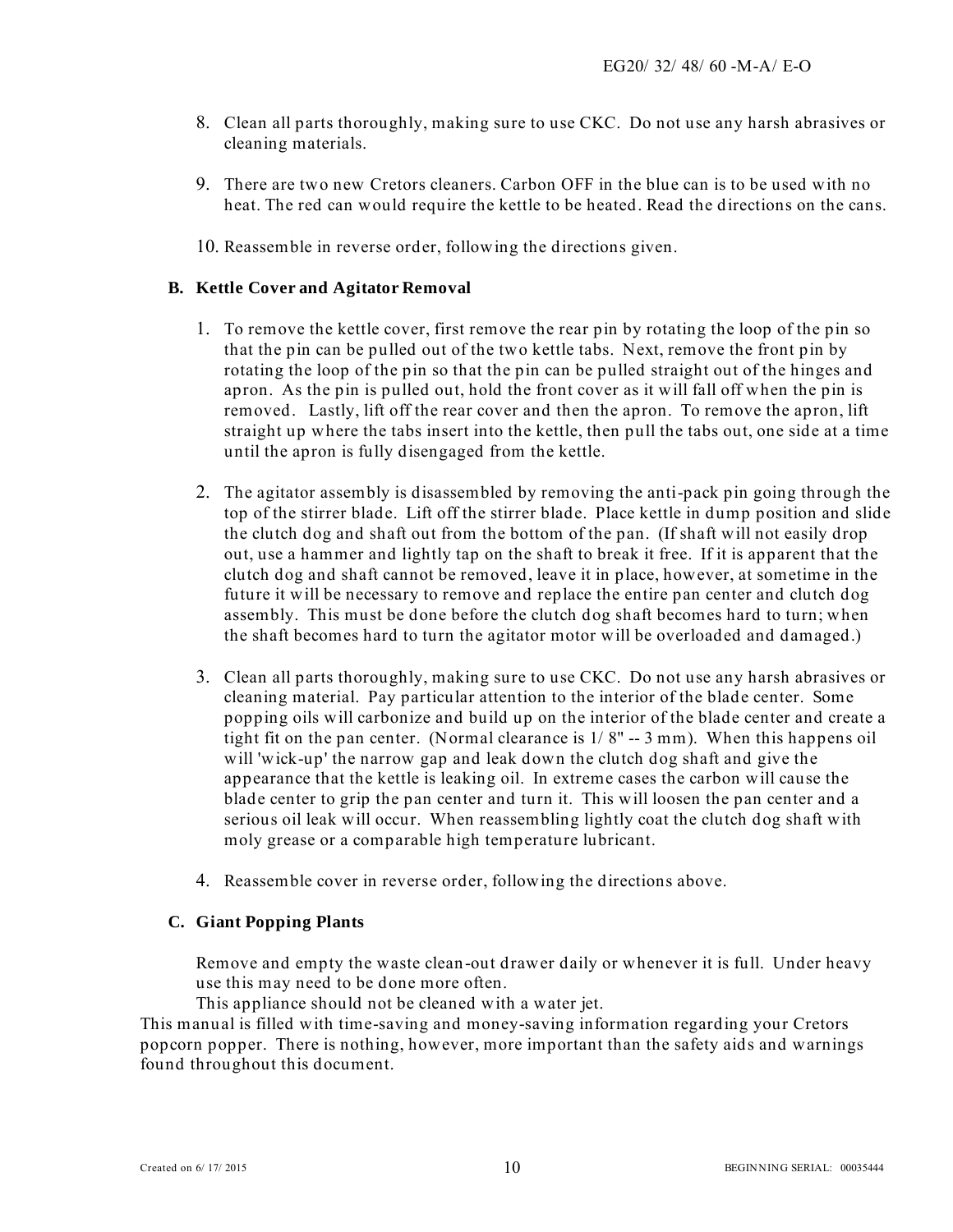8. Clean all parts thoroughly, making sure to use CKC. Do not use any harsh abrasives or cleaning materials.

9. There are two new Cretors cleaners. Carbon OFF in the blue can is to be used with no heat. The red can would require the kettle to be heated. Read the directions on the cans.

10. Reassemble in reverse order, following the directions given.

### B. Kettle Cover and Agitator Removal

1. To remove the kettle cover, first remove the rear pin by rotating the loop of the pin so that the pin can be pulled out of the two kettle tabs. Next, remove the front pin by rotating the loop of the pin so that the pin can be pulled straight out of the hinges and apron. As the pin is pulled out, hold the front cover as it will fall off when the pin is removed. Lastly, lift off the rear cover and then the apron. To remove the apron, lift straight up where the tabs insert into the kettle, then pull the tabs out, one side at a time until the apron is fully disengaged from the kettle.

2. The agitator assembly is disassembled by removing the anti-pack pin going through the top of the stirrer blade. Lift off the stirrer blade. Place kettle in dump position and slide the clutch dog and shaft out from the bottom of the pan. (If shaft will not easily drop out, use a hammer and lightly tap on the shaft to break it free. If it is apparent that the clutch dog and shaft cannot be removed, leave it in place, however, at sometime in the future it will be necessary to remove and replace the entire pan center and clutch dog assembly. This must be done before the clutch dog shaft becomes hard to turn; when the shaft becomes hard to turn the agitator motor will be overloaded and damaged.)

3. Clean all parts thoroughly, making sure to use CKC. Do not use any harsh abrasives or cleaning material. Pay particular attention to the interior of the blade center. Some popping oils will carbonize and build up on the interior of the blade center and create a tight fit on the pan center. (Normal clearance is 1/ 8" -- 3 mm). When this happens oil will 'wick-up' the narrow gap and leak down the clutch dog shaft and give the appearance that the kettle is leaking oil. In extreme cases the carbon will cause the blade center to grip the pan center and turn it. This will loosen the pan center and a serious oil leak will occur. When reassembling lightly coat the clutch dog shaft with moly grease or a comparable high temperature lubricant.

4. Reassemble cover in reverse order, following the directions above.

### C. Giant Popping Plants

Remove and empty the waste clean-out drawer daily or whenever it is full. Under heavy use this may need to be done more often.

This appliance should not be cleaned with a water jet.

This manual is filled with time-saving and money-saving information regarding your Cretors popcorn popper. There is nothing, however, more important than the safety aids and warnings found throughout this document.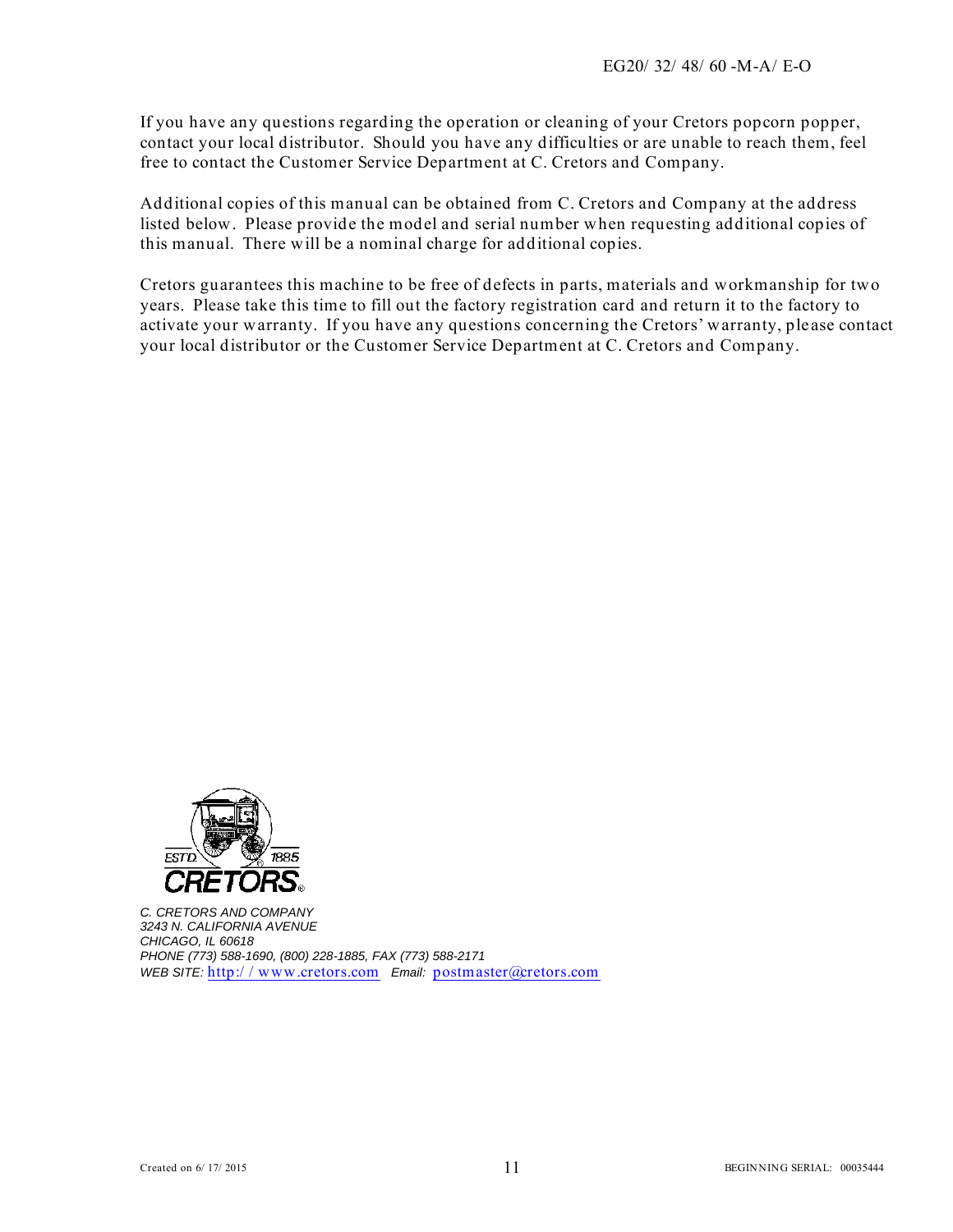If you have any questions regarding the operation or cleaning of your Cretors popcorn popper, contact your local distributor. Should you have any difficulties or are unable to reach them, feel free to contact the Customer Service Department at C. Cretors and Company.

Additional copies of this manual can be obtained from C. Cretors and Company at the address listed below. Please provide the model and serial number when requesting additional copies of this manual. There will be a nominal charge for additional copies.

Cretors guarantees this machine to be free of defects in parts, materials and workmanship for two years. Please take this time to fill out the factory registration card and return it to the factory to activate your warranty. If you have any questions concerning the Cretors' warranty, please contact your local distributor or the Customer Service Department at C. Cretors and Company.

ESTD 1885

CRETORS

*C. CRETORS AND COMPANY*
*3243 N. CALIFORNIA AVENUE*
*CHICAGO, IL 60618*
*PHONE (773) 588-1690, (800) 228-1885, FAX (773) 588-2171*
*WEB SITE:* http://www.cretors.com *Email:* postmaster@cretors.com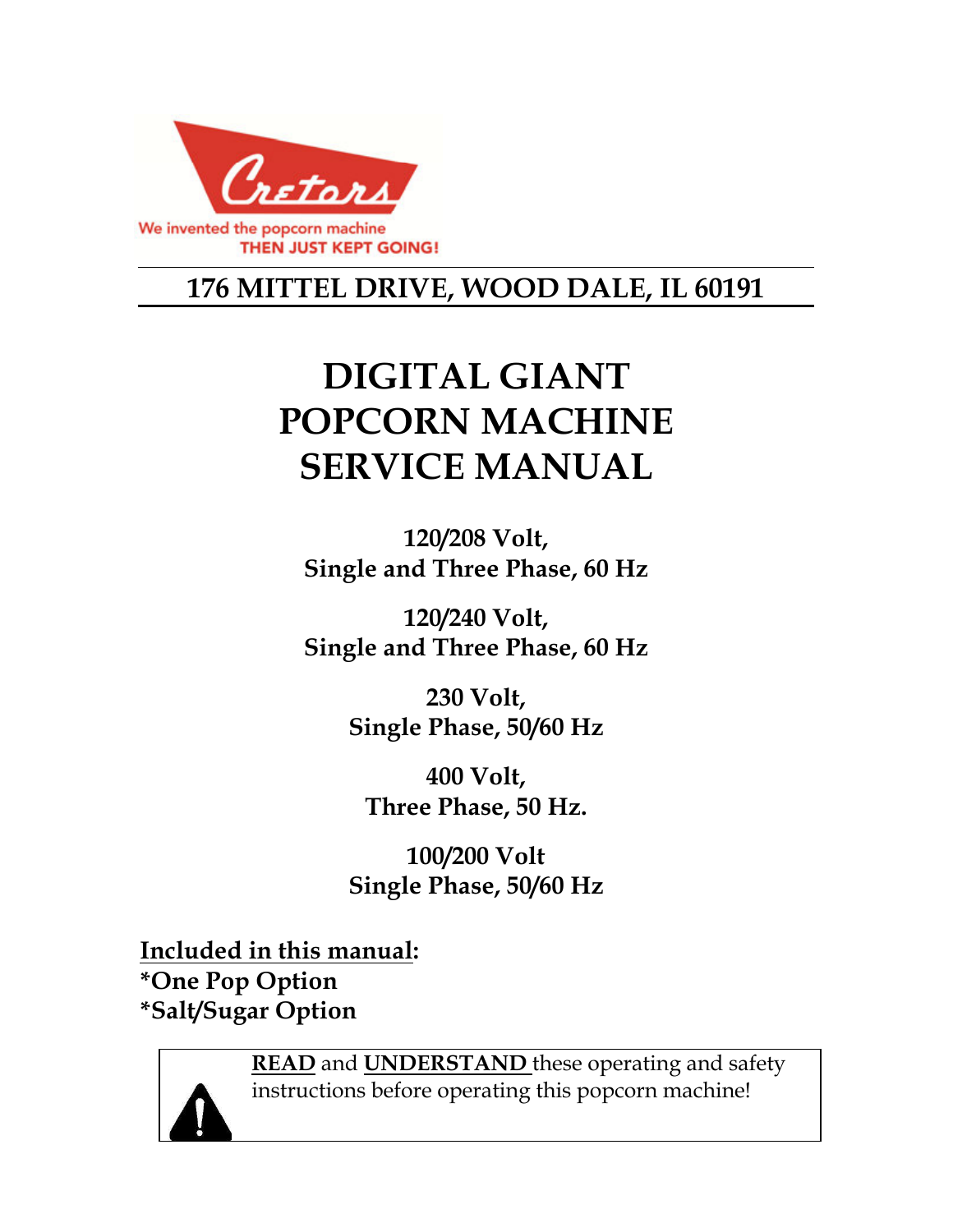Cretors

We invented the popcorn machine
THEN JUST KEPT GOING!

## 176 MITTEL DRIVE, WOOD DALE, IL 60191

# DIGITAL GIANT POPCORN MACHINE SERVICE MANUAL

**120/208 Volt,**
**Single and Three Phase, 60 Hz**

**120/240 Volt,**
**Single and Three Phase, 60 Hz**

**230 Volt,**
**Single Phase, 50/60 Hz**

**400 Volt,**
**Three Phase, 50 Hz.**

**100/200 Volt**
**Single Phase, 50/60 Hz**

**Included in this manual:**
***One Pop Option**
***Salt/Sugar Option**

**READ** and **UNDERSTAND** these operating and safety instructions before operating this popcorn machine!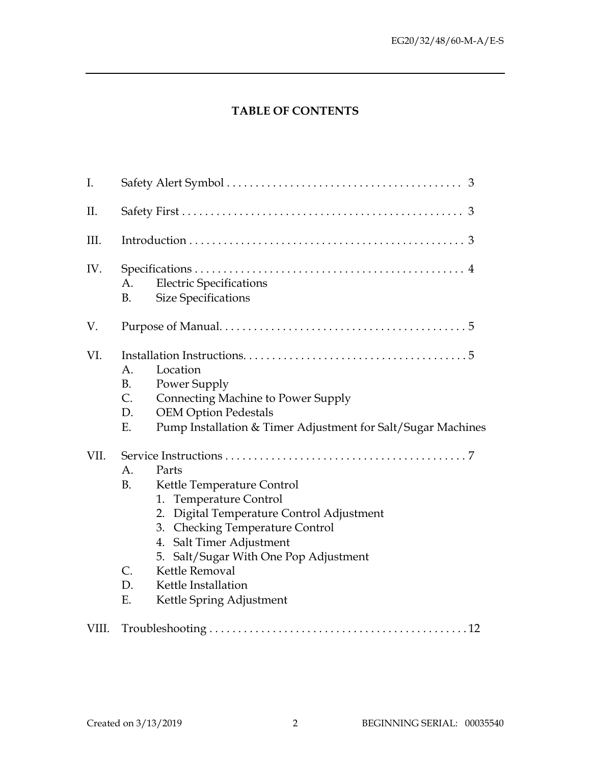# TABLE OF CONTENTS

I. Safety Alert Symbol . . . . . . . . . . . . . . . . . . . . . . . . . . . . . . . . . . . . . . . . . 3

II. Safety First . . . . . . . . . . . . . . . . . . . . . . . . . . . . . . . . . . . . . . . . . . . . . . . . 3

III. Introduction . . . . . . . . . . . . . . . . . . . . . . . . . . . . . . . . . . . . . . . . . . . . . . . 3

IV. Specifications . . . . . . . . . . . . . . . . . . . . . . . . . . . . . . . . . . . . . . . . . . . . . . 4
- A. Electric Specifications
- B. Size Specifications

V. Purpose of Manual. . . . . . . . . . . . . . . . . . . . . . . . . . . . . . . . . . . . . . . . . . 5

VI. Installation Instructions. . . . . . . . . . . . . . . . . . . . . . . . . . . . . . . . . . . . . . 5
- A. Location
- B. Power Supply
- C. Connecting Machine to Power Supply
- D. OEM Option Pedestals
- E. Pump Installation & Timer Adjustment for Salt/Sugar Machines

VII. Service Instructions . . . . . . . . . . . . . . . . . . . . . . . . . . . . . . . . . . . . . . . . . 7
- A. Parts
- B. Kettle Temperature Control
  1. Temperature Control
  2. Digital Temperature Control Adjustment
  3. Checking Temperature Control
  4. Salt Timer Adjustment
  5. Salt/Sugar With One Pop Adjustment
- C. Kettle Removal
- D. Kettle Installation
- E. Kettle Spring Adjustment

VIII. Troubleshooting . . . . . . . . . . . . . . . . . . . . . . . . . . . . . . . . . . . . . . . . . . . 12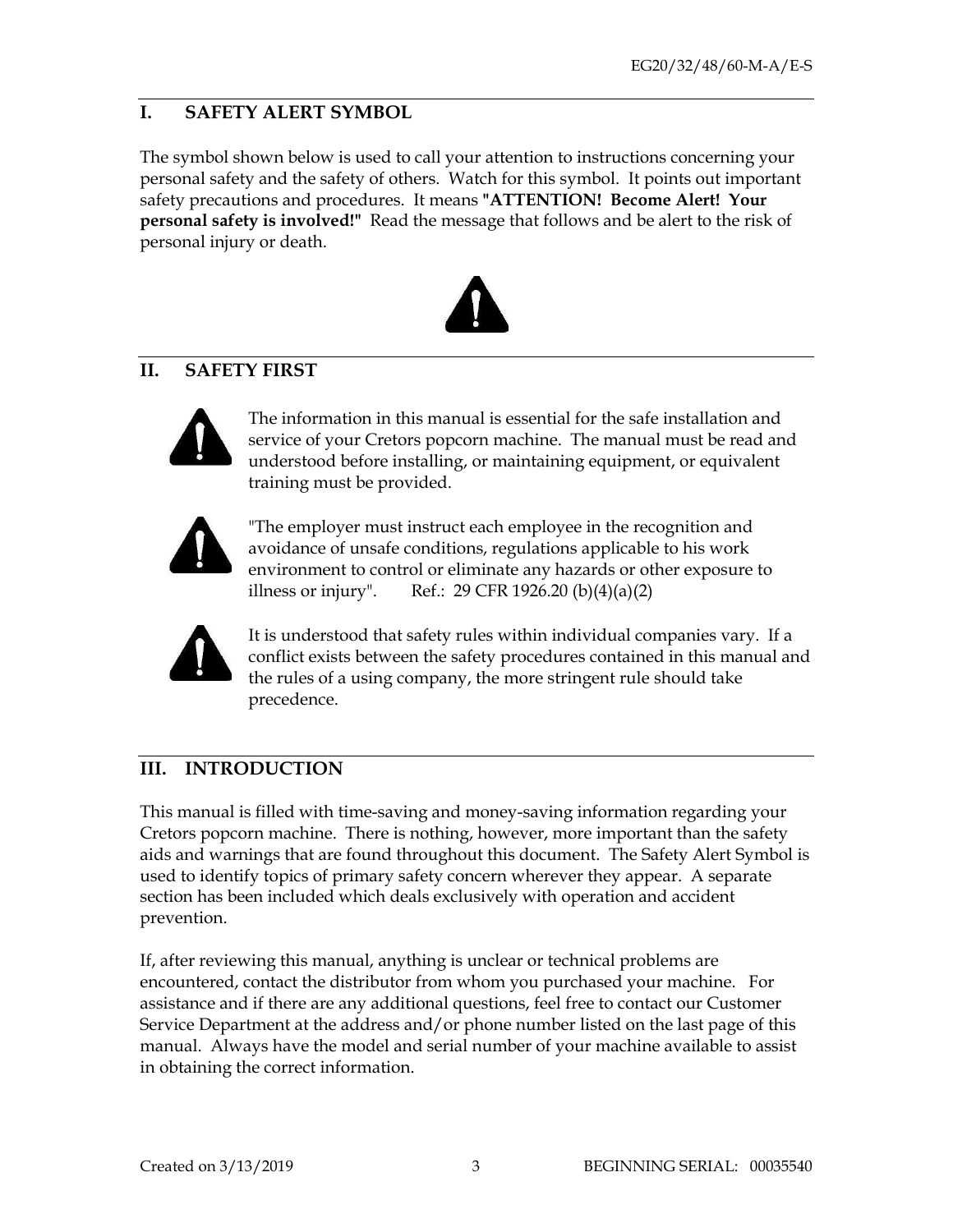## I. SAFETY ALERT SYMBOL

The symbol shown below is used to call your attention to instructions concerning your personal safety and the safety of others. Watch for this symbol. It points out important safety precautions and procedures. It means **"ATTENTION! Become Alert! Your personal safety is involved!"** Read the message that follows and be alert to the risk of personal injury or death.

## II. SAFETY FIRST

The information in this manual is essential for the safe installation and service of your Cretors popcorn machine. The manual must be read and understood before installing, or maintaining equipment, or equivalent training must be provided.

"The employer must instruct each employee in the recognition and avoidance of unsafe conditions, regulations applicable to his work environment to control or eliminate any hazards or other exposure to illness or injury". Ref.: 29 CFR 1926.20 (b)(4)(a)(2)

It is understood that safety rules within individual companies vary. If a conflict exists between the safety procedures contained in this manual and the rules of a using company, the more stringent rule should take precedence.

## III. INTRODUCTION

This manual is filled with time-saving and money-saving information regarding your Cretors popcorn machine. There is nothing, however, more important than the safety aids and warnings that are found throughout this document. The Safety Alert Symbol is used to identify topics of primary safety concern wherever they appear. A separate section has been included which deals exclusively with operation and accident prevention.

If, after reviewing this manual, anything is unclear or technical problems are encountered, contact the distributor from whom you purchased your machine. For assistance and if there are any additional questions, feel free to contact our Customer Service Department at the address and/or phone number listed on the last page of this manual. Always have the model and serial number of your machine available to assist in obtaining the correct information.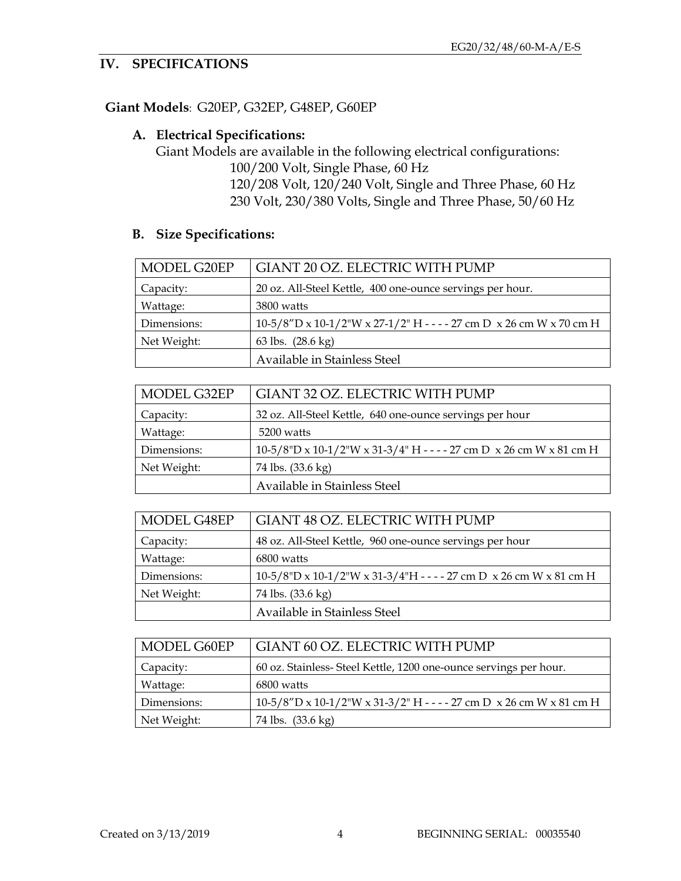## IV. SPECIFICATIONS

**Giant Models**: G20EP, G32EP, G48EP, G60EP

### A. Electrical Specifications:

Giant Models are available in the following electrical configurations:

100/200 Volt, Single Phase, 60 Hz
120/208 Volt, 120/240 Volt, Single and Three Phase, 60 Hz
230 Volt, 230/380 Volts, Single and Three Phase, 50/60 Hz

### B. Size Specifications:

| MODEL G20EP | GIANT 20 OZ. ELECTRIC WITH PUMP |
|---|---|
| Capacity: | 20 oz. All-Steel Kettle, 400 one-ounce servings per hour. |
| Wattage: | 3800 watts |
| Dimensions: | 10-5/8"D x 10-1/2"W x 27-1/2" H - - - - 27 cm D x 26 cm W x 70 cm H |
| Net Weight: | 63 lbs. (28.6 kg) |
| | Available in Stainless Steel |

| MODEL G32EP | GIANT 32 OZ. ELECTRIC WITH PUMP |
|---|---|
| Capacity: | 32 oz. All-Steel Kettle, 640 one-ounce servings per hour |
| Wattage: | 5200 watts |
| Dimensions: | 10-5/8"D x 10-1/2"W x 31-3/4" H - - - - 27 cm D x 26 cm W x 81 cm H |
| Net Weight: | 74 lbs. (33.6 kg) |
| | Available in Stainless Steel |

| MODEL G48EP | GIANT 48 OZ. ELECTRIC WITH PUMP |
|---|---|
| Capacity: | 48 oz. All-Steel Kettle, 960 one-ounce servings per hour |
| Wattage: | 6800 watts |
| Dimensions: | 10-5/8"D x 10-1/2"W x 31-3/4"H - - - - 27 cm D x 26 cm W x 81 cm H |
| Net Weight: | 74 lbs. (33.6 kg) |
| | Available in Stainless Steel |

| MODEL G60EP | GIANT 60 OZ. ELECTRIC WITH PUMP |
|---|---|
| Capacity: | 60 oz. Stainless- Steel Kettle, 1200 one-ounce servings per hour. |
| Wattage: | 6800 watts |
| Dimensions: | 10-5/8"D x 10-1/2"W x 31-3/2" H - - - - 27 cm D x 26 cm W x 81 cm H |
| Net Weight: | 74 lbs. (33.6 kg) |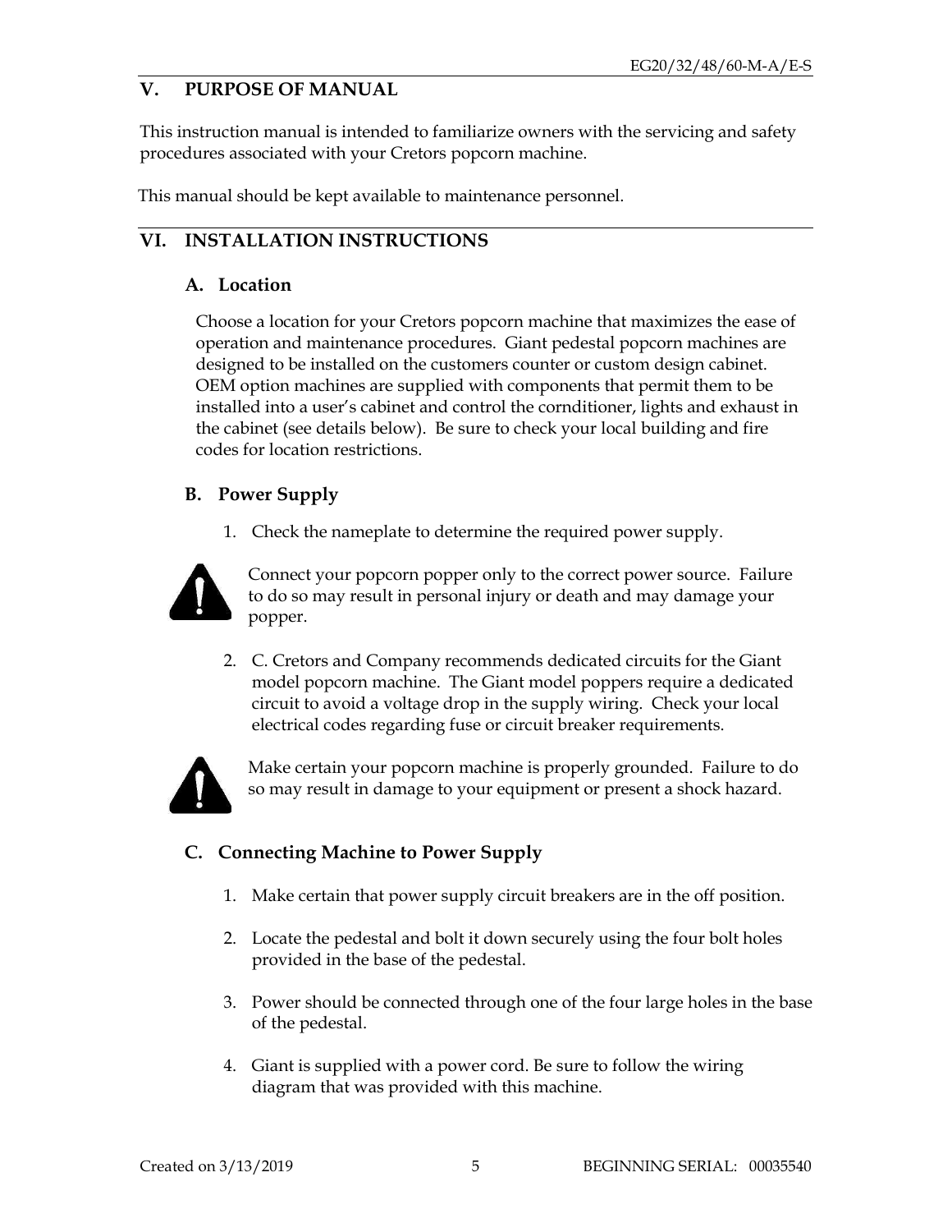## V. PURPOSE OF MANUAL

This instruction manual is intended to familiarize owners with the servicing and safety procedures associated with your Cretors popcorn machine.

This manual should be kept available to maintenance personnel.

## VI. INSTALLATION INSTRUCTIONS

### A. Location

Choose a location for your Cretors popcorn machine that maximizes the ease of operation and maintenance procedures. Giant pedestal popcorn machines are designed to be installed on the customers counter or custom design cabinet. OEM option machines are supplied with components that permit them to be installed into a user's cabinet and control the cornditioner, lights and exhaust in the cabinet (see details below). Be sure to check your local building and fire codes for location restrictions.

### B. Power Supply

1. Check the nameplate to determine the required power supply.

Connect your popcorn popper only to the correct power source. Failure to do so may result in personal injury or death and may damage your popper.

2. C. Cretors and Company recommends dedicated circuits for the Giant model popcorn machine. The Giant model poppers require a dedicated circuit to avoid a voltage drop in the supply wiring. Check your local electrical codes regarding fuse or circuit breaker requirements.

Make certain your popcorn machine is properly grounded. Failure to do so may result in damage to your equipment or present a shock hazard.

### C. Connecting Machine to Power Supply

1. Make certain that power supply circuit breakers are in the off position.

2. Locate the pedestal and bolt it down securely using the four bolt holes provided in the base of the pedestal.

3. Power should be connected through one of the four large holes in the base of the pedestal.

4. Giant is supplied with a power cord. Be sure to follow the wiring diagram that was provided with this machine.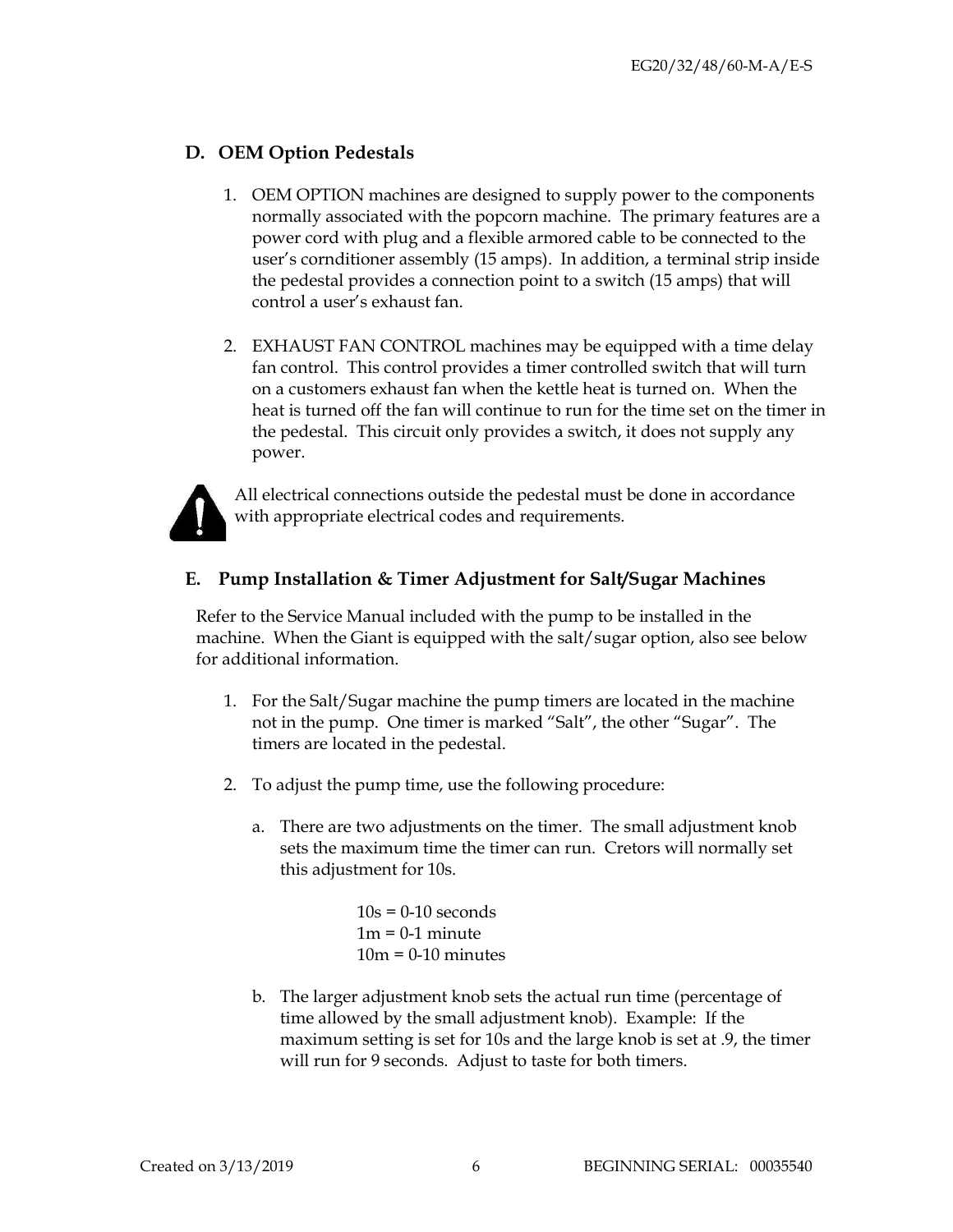## D. OEM Option Pedestals

1. OEM OPTION machines are designed to supply power to the components normally associated with the popcorn machine. The primary features are a power cord with plug and a flexible armored cable to be connected to the user's corndtioner assembly (15 amps). In addition, a terminal strip inside the pedestal provides a connection point to a switch (15 amps) that will control a user's exhaust fan.

2. EXHAUST FAN CONTROL machines may be equipped with a time delay fan control. This control provides a timer controlled switch that will turn on a customers exhaust fan when the kettle heat is turned on. When the heat is turned off the fan will continue to run for the time set on the timer in the pedestal. This circuit only provides a switch, it does not supply any power.

All electrical connections outside the pedestal must be done in accordance with appropriate electrical codes and requirements.

## E. Pump Installation & Timer Adjustment for Salt/Sugar Machines

Refer to the Service Manual included with the pump to be installed in the machine. When the Giant is equipped with the salt/sugar option, also see below for additional information.

1. For the Salt/Sugar machine the pump timers are located in the machine not in the pump. One timer is marked "Salt", the other "Sugar". The timers are located in the pedestal.

2. To adjust the pump time, use the following procedure:

   a. There are two adjustments on the timer. The small adjustment knob sets the maximum time the timer can run. Cretors will normally set this adjustment for 10s.

      10s = 0-10 seconds
      1m = 0-1 minute
      10m = 0-10 minutes

   b. The larger adjustment knob sets the actual run time (percentage of time allowed by the small adjustment knob). Example: If the maximum setting is set for 10s and the large knob is set at .9, the timer will run for 9 seconds. Adjust to taste for both timers.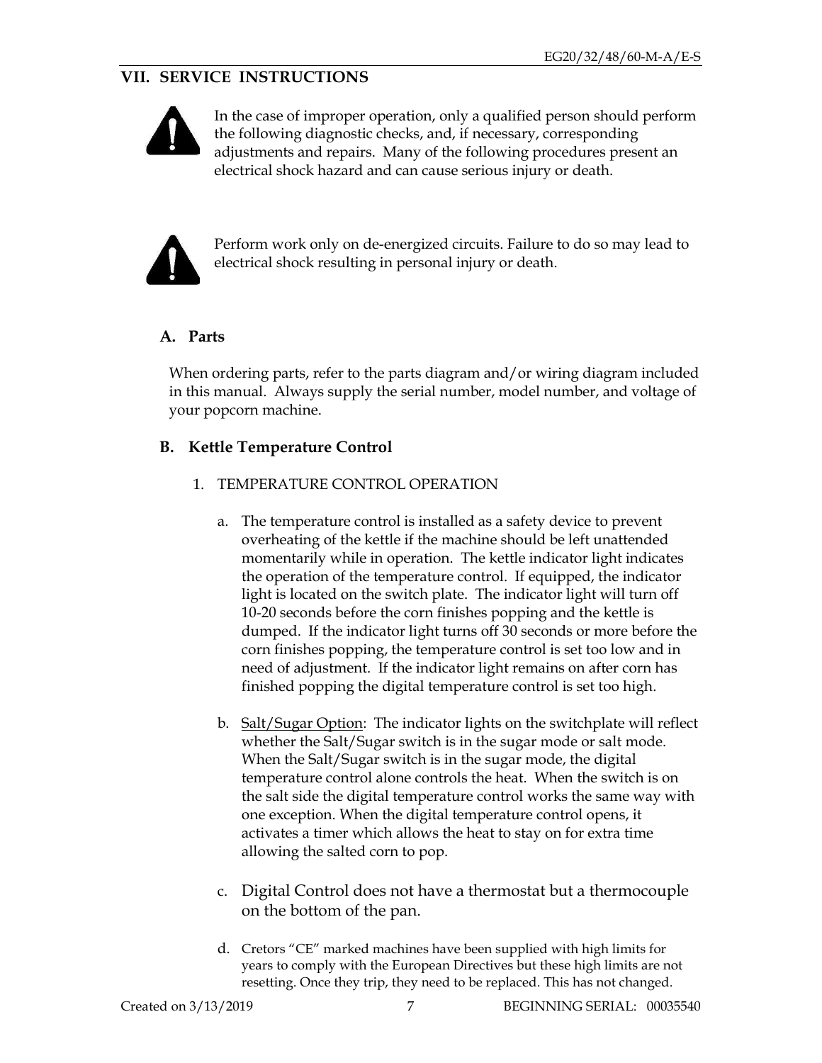## VII. SERVICE INSTRUCTIONS

In the case of improper operation, only a qualified person should perform the following diagnostic checks, and, if necessary, corresponding adjustments and repairs. Many of the following procedures present an electrical shock hazard and can cause serious injury or death.

Perform work only on de-energized circuits. Failure to do so may lead to electrical shock resulting in personal injury or death.

### A. Parts

When ordering parts, refer to the parts diagram and/or wiring diagram included in this manual. Always supply the serial number, model number, and voltage of your popcorn machine.

### B. Kettle Temperature Control

1. TEMPERATURE CONTROL OPERATION

   a. The temperature control is installed as a safety device to prevent overheating of the kettle if the machine should be left unattended momentarily while in operation. The kettle indicator light indicates the operation of the temperature control. If equipped, the indicator light is located on the switch plate. The indicator light will turn off 10-20 seconds before the corn finishes popping and the kettle is dumped. If the indicator light turns off 30 seconds or more before the corn finishes popping, the temperature control is set too low and in need of adjustment. If the indicator light remains on after corn has finished popping the digital temperature control is set too high.

   b. Salt/Sugar Option: The indicator lights on the switchplate will reflect whether the Salt/Sugar switch is in the sugar mode or salt mode. When the Salt/Sugar switch is in the sugar mode, the digital temperature control alone controls the heat. When the switch is on the salt side the digital temperature control works the same way with one exception. When the digital temperature control opens, it activates a timer which allows the heat to stay on for extra time allowing the salted corn to pop.

   c. Digital Control does not have a thermostat but a thermocouple on the bottom of the pan.

   d. Cretors "CE" marked machines have been supplied with high limits for years to comply with the European Directives but these high limits are not resetting. Once they trip, they need to be replaced. This has not changed.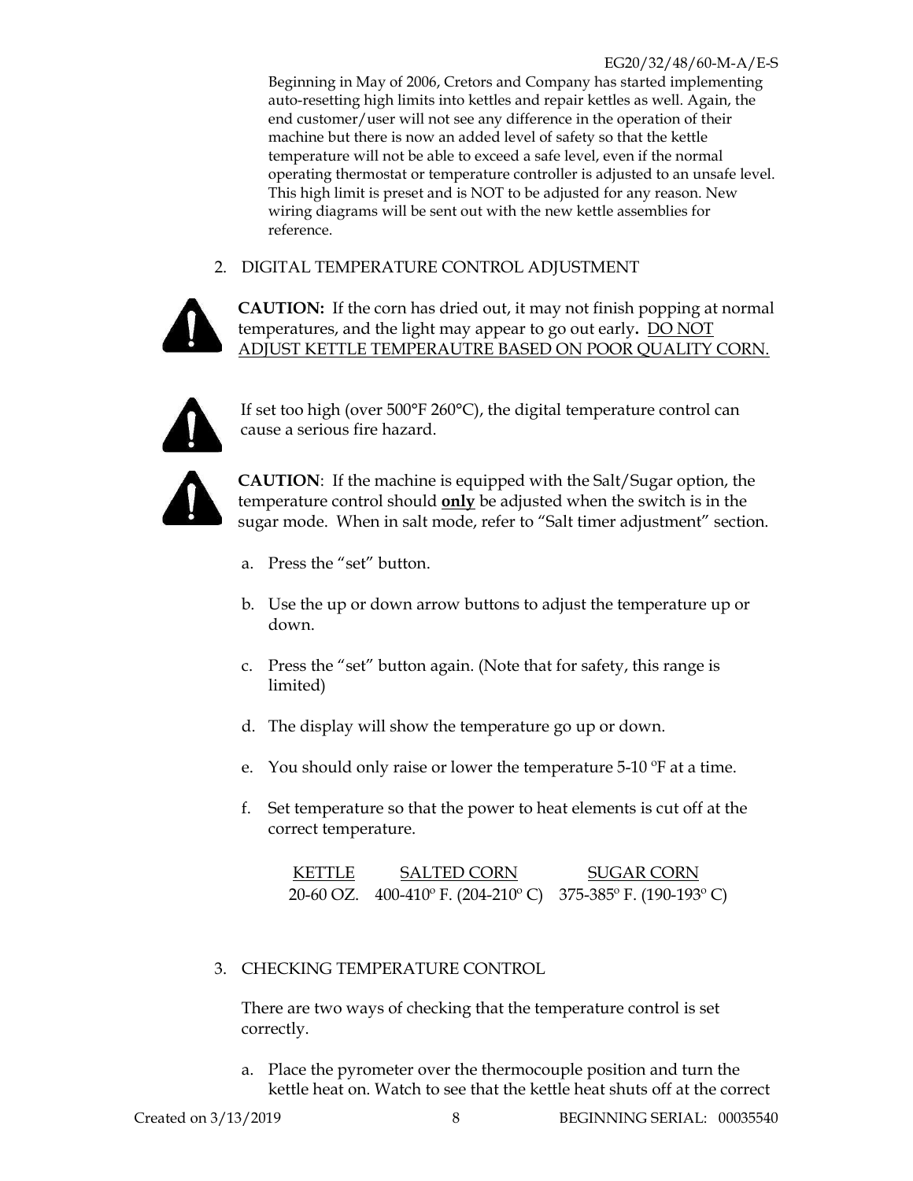Beginning in May of 2006, Cretors and Company has started implementing auto-resetting high limits into kettles and repair kettles as well. Again, the end customer/user will not see any difference in the operation of their machine but there is now an added level of safety so that the kettle temperature will not be able to exceed a safe level, even if the normal operating thermostat or temperature controller is adjusted to an unsafe level. This high limit is preset and is NOT to be adjusted for any reason. New wiring diagrams will be sent out with the new kettle assemblies for reference.

2. DIGITAL TEMPERATURE CONTROL ADJUSTMENT

**CAUTION:** If the corn has dried out, it may not finish popping at normal temperatures, and the light may appear to go out early**.** <u>DO NOT ADJUST KETTLE TEMPERAUTRE BASED ON POOR QUALITY CORN.</u>

If set too high (over 500°F 260°C), the digital temperature control can cause a serious fire hazard.

**CAUTION**: If the machine is equipped with the Salt/Sugar option, the temperature control should **<u>only</u>** be adjusted when the switch is in the sugar mode. When in salt mode, refer to "Salt timer adjustment" section.

a. Press the "set" button.

b. Use the up or down arrow buttons to adjust the temperature up or down.

c. Press the "set" button again. (Note that for safety, this range is limited)

d. The display will show the temperature go up or down.

e. You should only raise or lower the temperature 5-10 ºF at a time.

f. Set temperature so that the power to heat elements is cut off at the correct temperature.

| KETTLE | SALTED CORN | SUGAR CORN |
|---|---|---|
| 20-60 OZ. | 400-410º F. (204-210º C) | 375-385º F. (190-193º C) |

3. CHECKING TEMPERATURE CONTROL

There are two ways of checking that the temperature control is set correctly.

a. Place the pyrometer over the thermocouple position and turn the kettle heat on. Watch to see that the kettle heat shuts off at the correct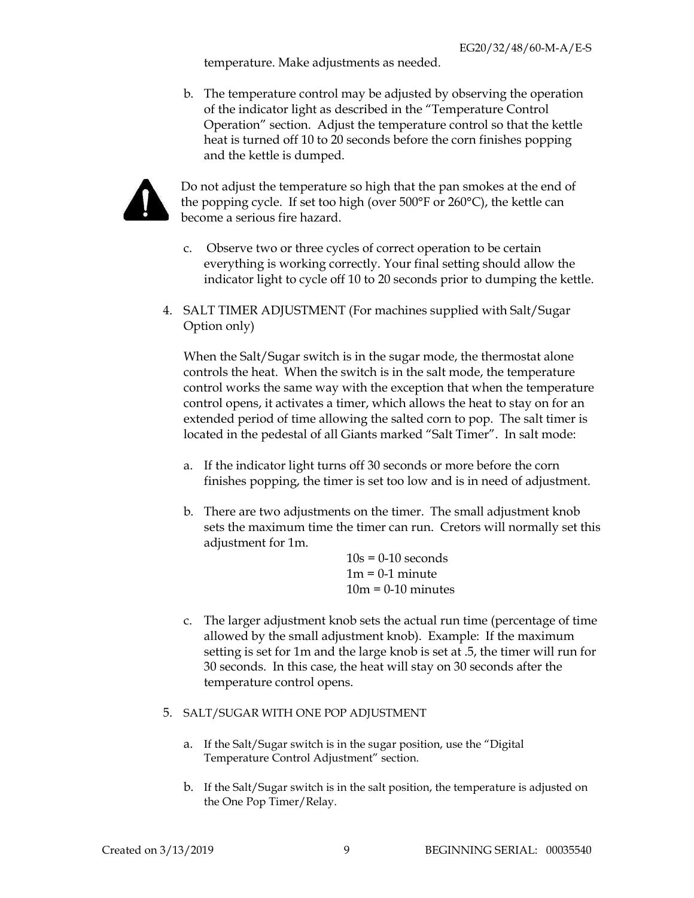temperature. Make adjustments as needed.

b. The temperature control may be adjusted by observing the operation of the indicator light as described in the "Temperature Control Operation" section. Adjust the temperature control so that the kettle heat is turned off 10 to 20 seconds before the corn finishes popping and the kettle is dumped.

Do not adjust the temperature so high that the pan smokes at the end of the popping cycle. If set too high (over 500°F or 260°C), the kettle can become a serious fire hazard.

c. Observe two or three cycles of correct operation to be certain everything is working correctly. Your final setting should allow the indicator light to cycle off 10 to 20 seconds prior to dumping the kettle.

4. SALT TIMER ADJUSTMENT (For machines supplied with Salt/Sugar Option only)

   When the Salt/Sugar switch is in the sugar mode, the thermostat alone controls the heat. When the switch is in the salt mode, the temperature control works the same way with the exception that when the temperature control opens, it activates a timer, which allows the heat to stay on for an extended period of time allowing the salted corn to pop. The salt timer is located in the pedestal of all Giants marked "Salt Timer". In salt mode:

   a. If the indicator light turns off 30 seconds or more before the corn finishes popping, the timer is set too low and is in need of adjustment.

   b. There are two adjustments on the timer. The small adjustment knob sets the maximum time the timer can run. Cretors will normally set this adjustment for 1m.

      10s = 0-10 seconds
      1m = 0-1 minute
      10m = 0-10 minutes

   c. The larger adjustment knob sets the actual run time (percentage of time allowed by the small adjustment knob). Example: If the maximum setting is set for 1m and the large knob is set at .5, the timer will run for 30 seconds. In this case, the heat will stay on 30 seconds after the temperature control opens.

5. SALT/SUGAR WITH ONE POP ADJUSTMENT

   a. If the Salt/Sugar switch is in the sugar position, use the "Digital Temperature Control Adjustment" section.

   b. If the Salt/Sugar switch is in the salt position, the temperature is adjusted on the One Pop Timer/Relay.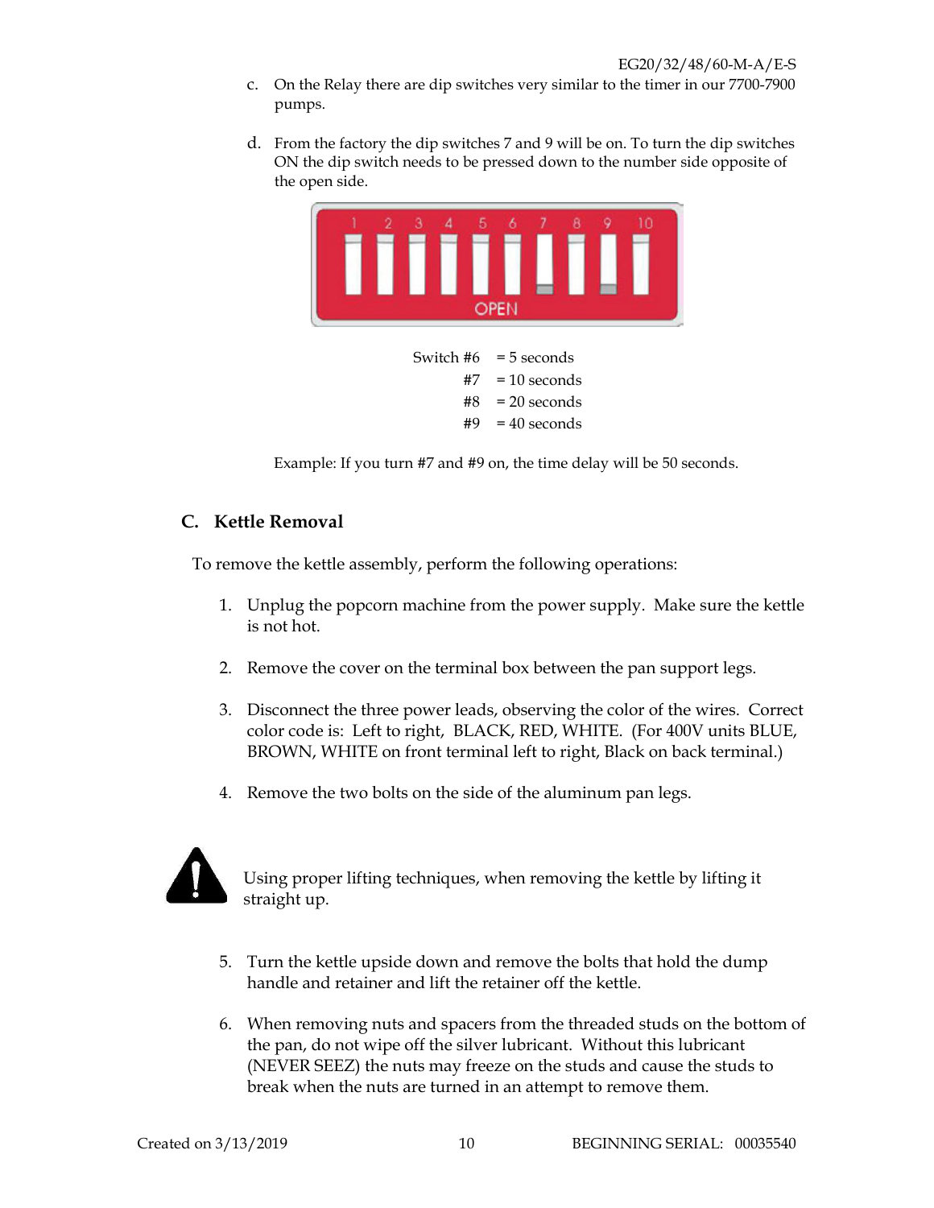c. On the Relay there are dip switches very similar to the timer in our 7700-7900 pumps.

d. From the factory the dip switches 7 and 9 will be on. To turn the dip switches ON the dip switch needs to be pressed down to the number side opposite of the open side.

| Switch | Time |
|---|---|
| Switch #6 | = 5 seconds |
| #7 | = 10 seconds |
| #8 | = 20 seconds |
| #9 | = 40 seconds |

Example: If you turn #7 and #9 on, the time delay will be 50 seconds.

## C. Kettle Removal

To remove the kettle assembly, perform the following operations:

1. Unplug the popcorn machine from the power supply. Make sure the kettle is not hot.

2. Remove the cover on the terminal box between the pan support legs.

3. Disconnect the three power leads, observing the color of the wires. Correct color code is: Left to right, BLACK, RED, WHITE. (For 400V units BLUE, BROWN, WHITE on front terminal left to right, Black on back terminal.)

4. Remove the two bolts on the side of the aluminum pan legs.

Using proper lifting techniques, when removing the kettle by lifting it straight up.

5. Turn the kettle upside down and remove the bolts that hold the dump handle and retainer and lift the retainer off the kettle.

6. When removing nuts and spacers from the threaded studs on the bottom of the pan, do not wipe off the silver lubricant. Without this lubricant (NEVER SEEZ) the nuts may freeze on the studs and cause the studs to break when the nuts are turned in an attempt to remove them.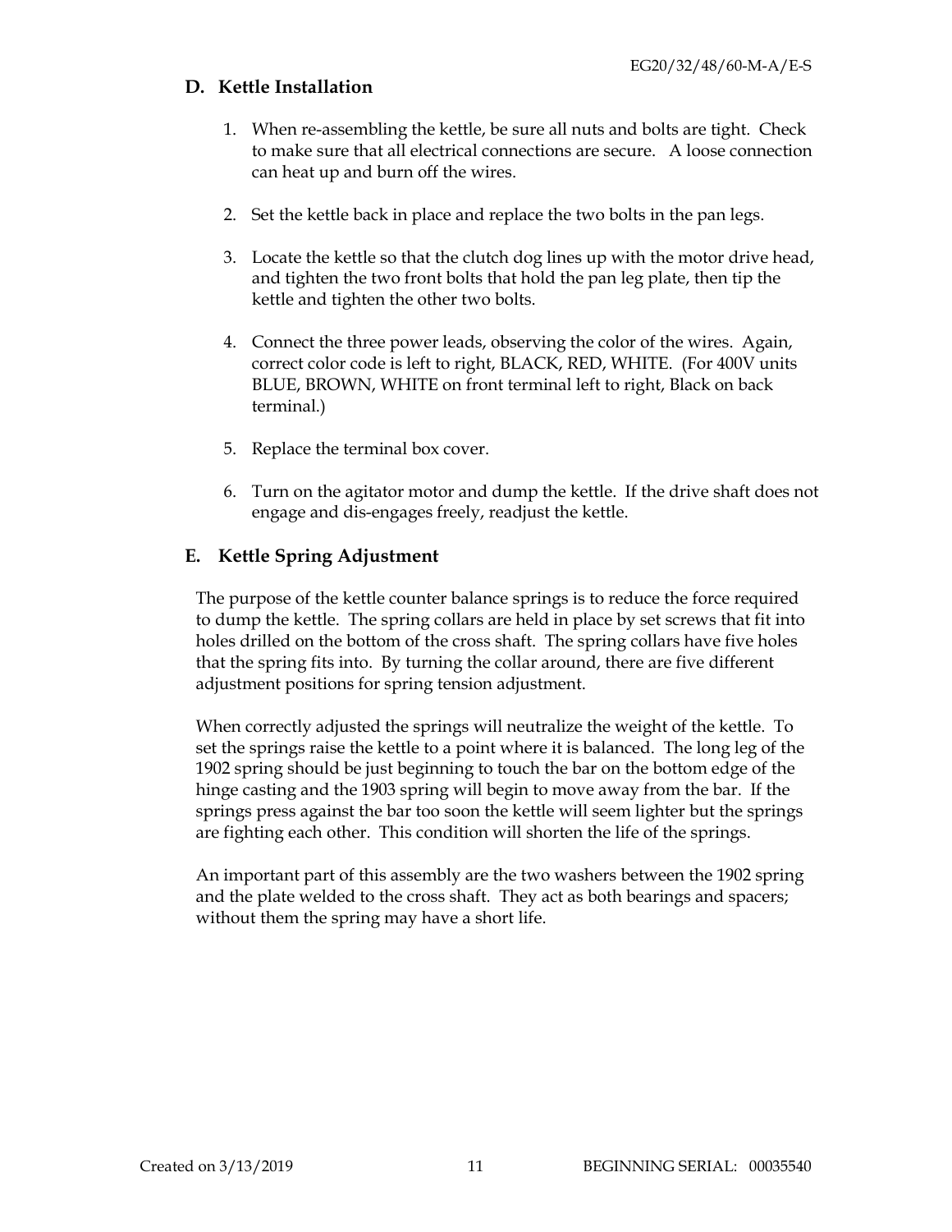## D. Kettle Installation

1. When re-assembling the kettle, be sure all nuts and bolts are tight. Check to make sure that all electrical connections are secure. A loose connection can heat up and burn off the wires.

2. Set the kettle back in place and replace the two bolts in the pan legs.

3. Locate the kettle so that the clutch dog lines up with the motor drive head, and tighten the two front bolts that hold the pan leg plate, then tip the kettle and tighten the other two bolts.

4. Connect the three power leads, observing the color of the wires. Again, correct color code is left to right, BLACK, RED, WHITE. (For 400V units BLUE, BROWN, WHITE on front terminal left to right, Black on back terminal.)

5. Replace the terminal box cover.

6. Turn on the agitator motor and dump the kettle. If the drive shaft does not engage and dis-engages freely, readjust the kettle.

## E. Kettle Spring Adjustment

The purpose of the kettle counter balance springs is to reduce the force required to dump the kettle. The spring collars are held in place by set screws that fit into holes drilled on the bottom of the cross shaft. The spring collars have five holes that the spring fits into. By turning the collar around, there are five different adjustment positions for spring tension adjustment.

When correctly adjusted the springs will neutralize the weight of the kettle. To set the springs raise the kettle to a point where it is balanced. The long leg of the 1902 spring should be just beginning to touch the bar on the bottom edge of the hinge casting and the 1903 spring will begin to move away from the bar. If the springs press against the bar too soon the kettle will seem lighter but the springs are fighting each other. This condition will shorten the life of the springs.

An important part of this assembly are the two washers between the 1902 spring and the plate welded to the cross shaft. They act as both bearings and spacers; without them the spring may have a short life.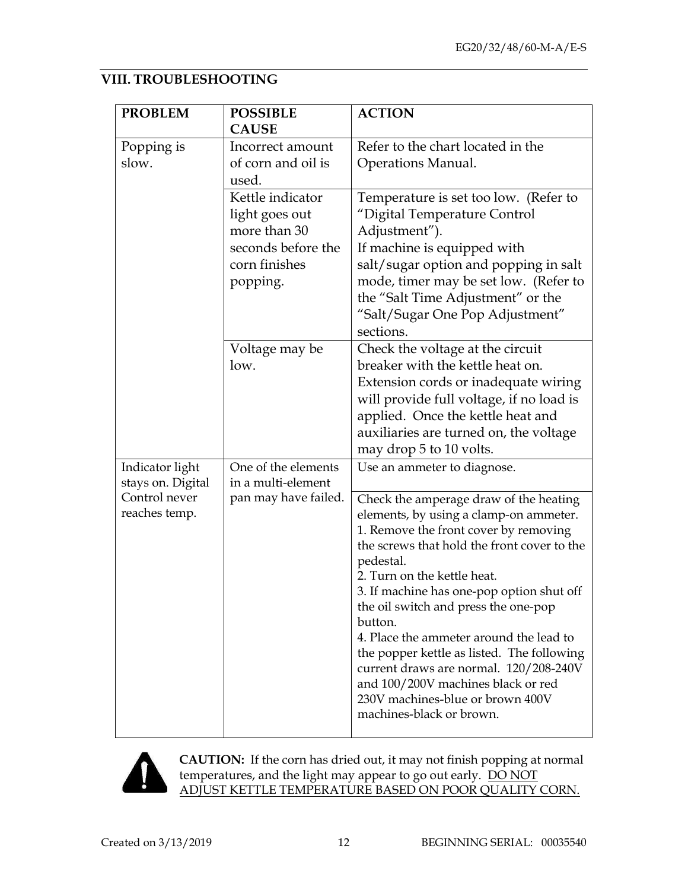## VIII. TROUBLESHOOTING

| PROBLEM | POSSIBLE CAUSE | ACTION |
| --- | --- | --- |
| Popping is slow. | Incorrect amount of corn and oil is used. | Refer to the chart located in the Operations Manual. |
| | Kettle indicator light goes out more than 30 seconds before the corn finishes popping. | Temperature is set too low. (Refer to "Digital Temperature Control Adjustment").<br>If machine is equipped with salt/sugar option and popping in salt mode, timer may be set low. (Refer to the "Salt Time Adjustment" or the "Salt/Sugar One Pop Adjustment" sections. |
| | Voltage may be low. | Check the voltage at the circuit breaker with the kettle heat on. Extension cords or inadequate wiring will provide full voltage, if no load is applied. Once the kettle heat and auxiliaries are turned on, the voltage may drop 5 to 10 volts. |
| Indicator light stays on. Digital Control never reaches temp. | One of the elements in a multi-element pan may have failed. | Use an ammeter to diagnose. |
| | | Check the amperage draw of the heating elements, by using a clamp-on ammeter.<br>1. Remove the front cover by removing the screws that hold the front cover to the pedestal.<br>2. Turn on the kettle heat.<br>3. If machine has one-pop option shut off the oil switch and press the one-pop button.<br>4. Place the ammeter around the lead to the popper kettle as listed. The following current draws are normal. 120/208-240V and 100/200V machines black or red 230V machines-blue or brown 400V machines-black or brown. |

**CAUTION:** If the corn has dried out, it may not finish popping at normal temperatures, and the light may appear to go out early. DO NOT ADJUST KETTLE TEMPERATURE BASED ON POOR QUALITY CORN.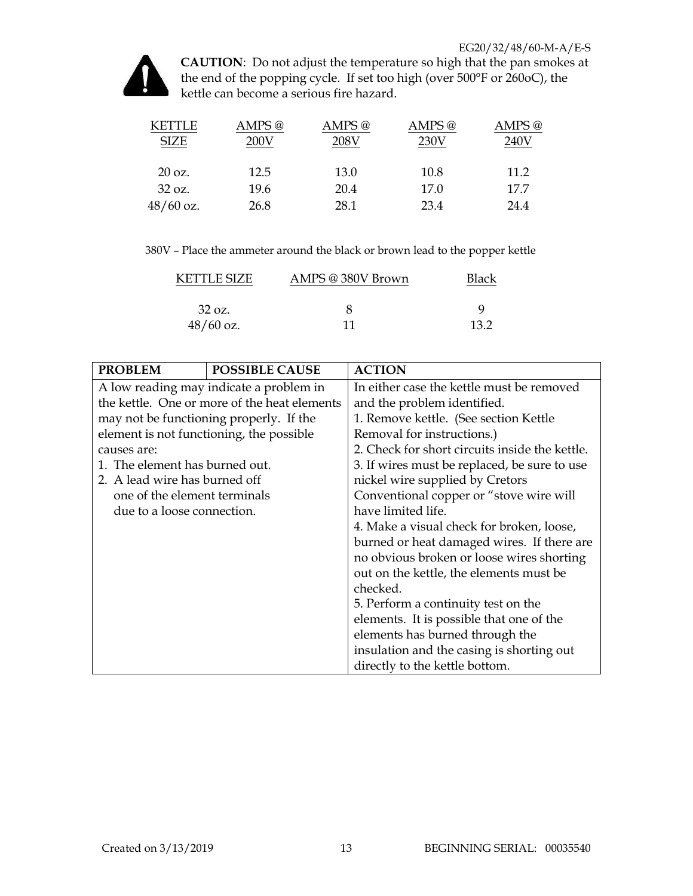**CAUTION**: Do not adjust the temperature so high that the pan smokes at the end of the popping cycle. If set too high (over 500°F or 260oC), the kettle can become a serious fire hazard.

| KETTLE SIZE | AMPS @ 200V | AMPS @ 208V | AMPS @ 230V | AMPS @ 240V |
|---|---|---|---|---|
| 20 oz. | 12.5 | 13.0 | 10.8 | 11.2 |
| 32 oz. | 19.6 | 20.4 | 17.0 | 17.7 |
| 48/60 oz. | 26.8 | 28.1 | 23.4 | 24.4 |

380V – Place the ammeter around the black or brown lead to the popper kettle

| KETTLE SIZE | AMPS @ 380V Brown | Black |
|---|---|---|
| 32 oz. | 8 | 9 |
| 48/60 oz. | 11 | 13.2 |

| PROBLEM | POSSIBLE CAUSE | ACTION |
|---|---|---|
| A low reading may indicate a problem in the kettle. One or more of the heat elements may not be functioning properly. If the element is not functioning, the possible causes are:<br>1. The element has burned out.<br>2. A lead wire has burned off one of the element terminals due to a loose connection. | | In either case the kettle must be removed and the problem identified.<br>1. Remove kettle. (See section Kettle Removal for instructions.)<br>2. Check for short circuits inside the kettle.<br>3. If wires must be replaced, be sure to use nickel wire supplied by Cretors Conventional copper or "stove wire will have limited life.<br>4. Make a visual check for broken, loose, burned or heat damaged wires. If there are no obvious broken or loose wires shorting out on the kettle, the elements must be checked.<br>5. Perform a continuity test on the elements. It is possible that one of the elements has burned through the insulation and the casing is shorting out directly to the kettle bottom. |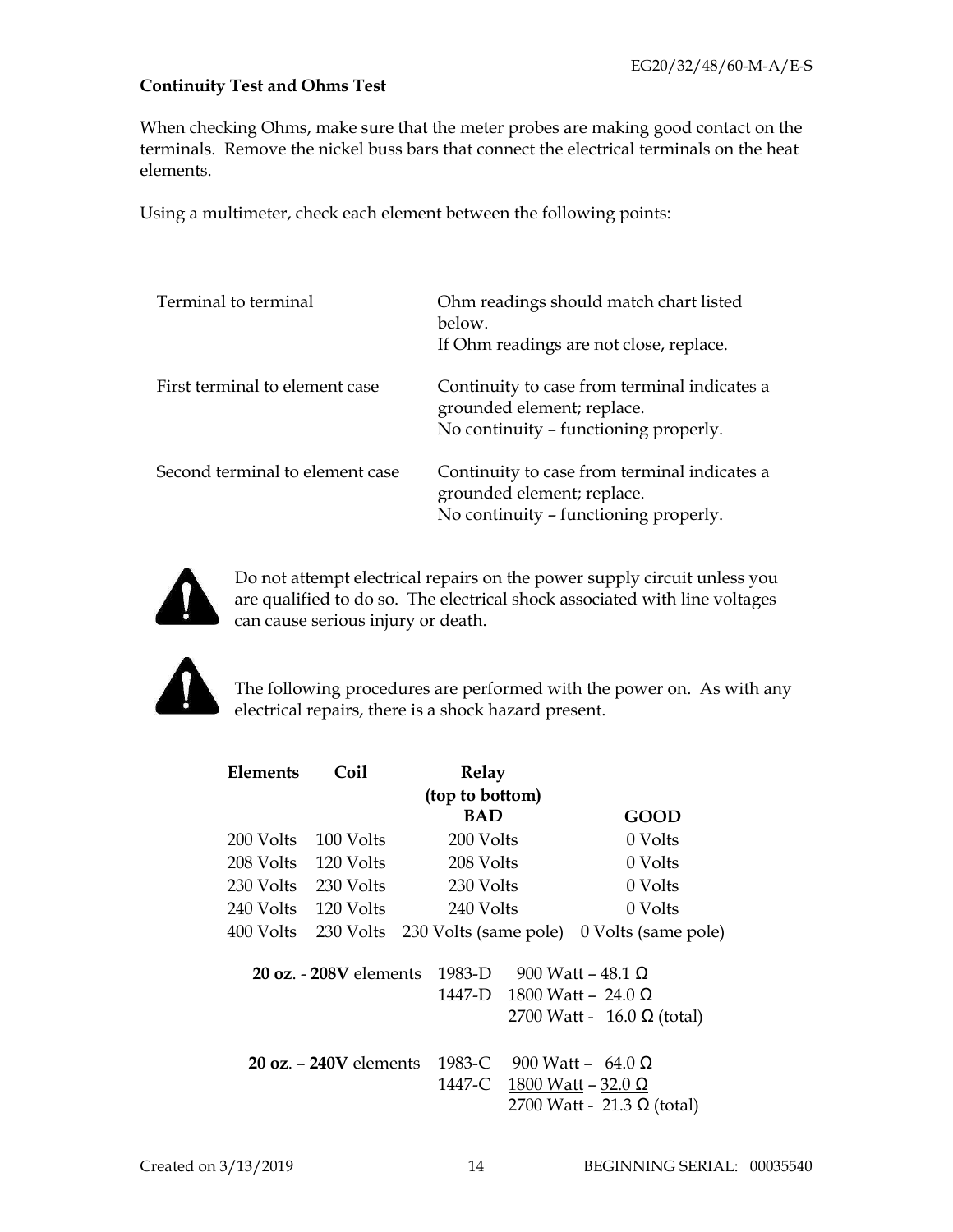## Continuity Test and Ohms Test

When checking Ohms, make sure that the meter probes are making good contact on the terminals. Remove the nickel buss bars that connect the electrical terminals on the heat elements.

Using a multimeter, check each element between the following points:

| | |
|---|---|
| Terminal to terminal | Ohm readings should match chart listed below. If Ohm readings are not close, replace. |
| First terminal to element case | Continuity to case from terminal indicates a grounded element; replace. No continuity – functioning properly. |
| Second terminal to element case | Continuity to case from terminal indicates a grounded element; replace. No continuity – functioning properly. |

Do not attempt electrical repairs on the power supply circuit unless you are qualified to do so. The electrical shock associated with line voltages can cause serious injury or death.

The following procedures are performed with the power on. As with any electrical repairs, there is a shock hazard present.

| Elements | Coil | Relay (top to bottom) BAD | GOOD |
|---|---|---|---|
| 200 Volts | 100 Volts | 200 Volts | 0 Volts |
| 208 Volts | 120 Volts | 208 Volts | 0 Volts |
| 230 Volts | 230 Volts | 230 Volts | 0 Volts |
| 240 Volts | 120 Volts | 240 Volts | 0 Volts |
| 400 Volts | 230 Volts | 230 Volts (same pole) | 0 Volts (same pole) |

| | | |
|---|---|---|
| **20 oz**. - **208V** elements | 1983-D | 900 Watt – 48.1 Ω |
| | 1447-D | 1800 Watt – 24.0 Ω |
| | | 2700 Watt - 16.0 Ω (total) |
| **20 oz**. – **240V** elements | 1983-C | 900 Watt – 64.0 Ω |
| | 1447-C | 1800 Watt – 32.0 Ω |
| | | 2700 Watt - 21.3 Ω (total) |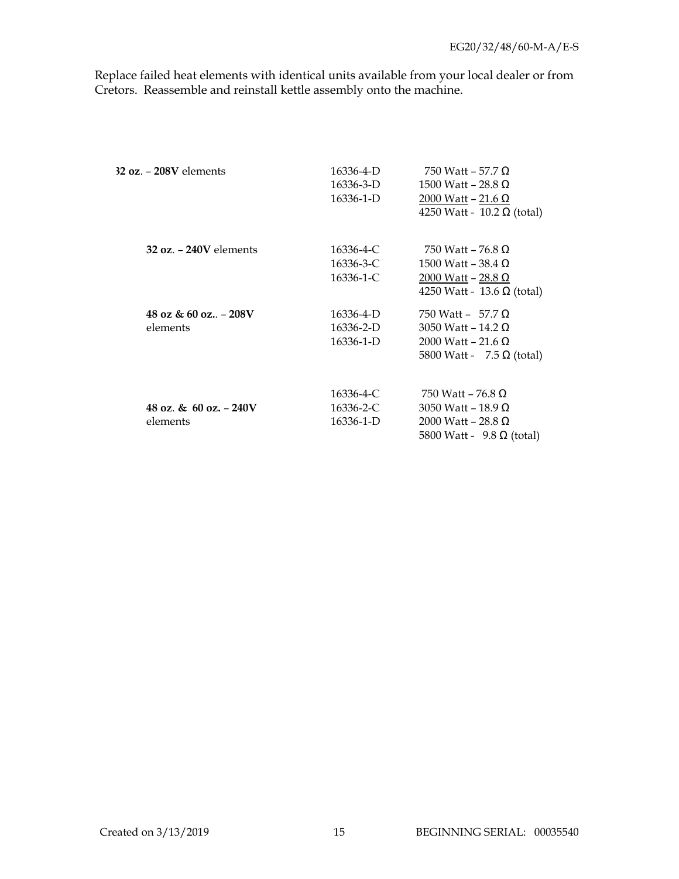Replace failed heat elements with identical units available from your local dealer or from Cretors. Reassemble and reinstall kettle assembly onto the machine.

| | | |
|---|---|---|
| **32 oz**. – **208V** elements | 16336-4-D | 750 Watt – 57.7 Ω |
| | 16336-3-D | 1500 Watt – 28.8 Ω |
| | 16336-1-D | 2000 Watt – 21.6 Ω |
| | | 4250 Watt - 10.2 Ω (total) |
| **32 oz**. – **240V** elements | 16336-4-C | 750 Watt – 76.8 Ω |
| | 16336-3-C | 1500 Watt – 38.4 Ω |
| | 16336-1-C | 2000 Watt – 28.8 Ω |
| | | 4250 Watt - 13.6 Ω (total) |
| **48 oz & 60 oz.. – 208V** elements | 16336-4-D | 750 Watt – 57.7 Ω |
| | 16336-2-D | 3050 Watt – 14.2 Ω |
| | 16336-1-D | 2000 Watt – 21.6 Ω |
| | | 5800 Watt - 7.5 Ω (total) |
| | 16336-4-C | 750 Watt – 76.8 Ω |
| **48 oz. & 60 oz. – 240V** elements | 16336-2-C | 3050 Watt – 18.9 Ω |
| | 16336-1-D | 2000 Watt – 28.8 Ω |
| | | 5800 Watt - 9.8 Ω (total) |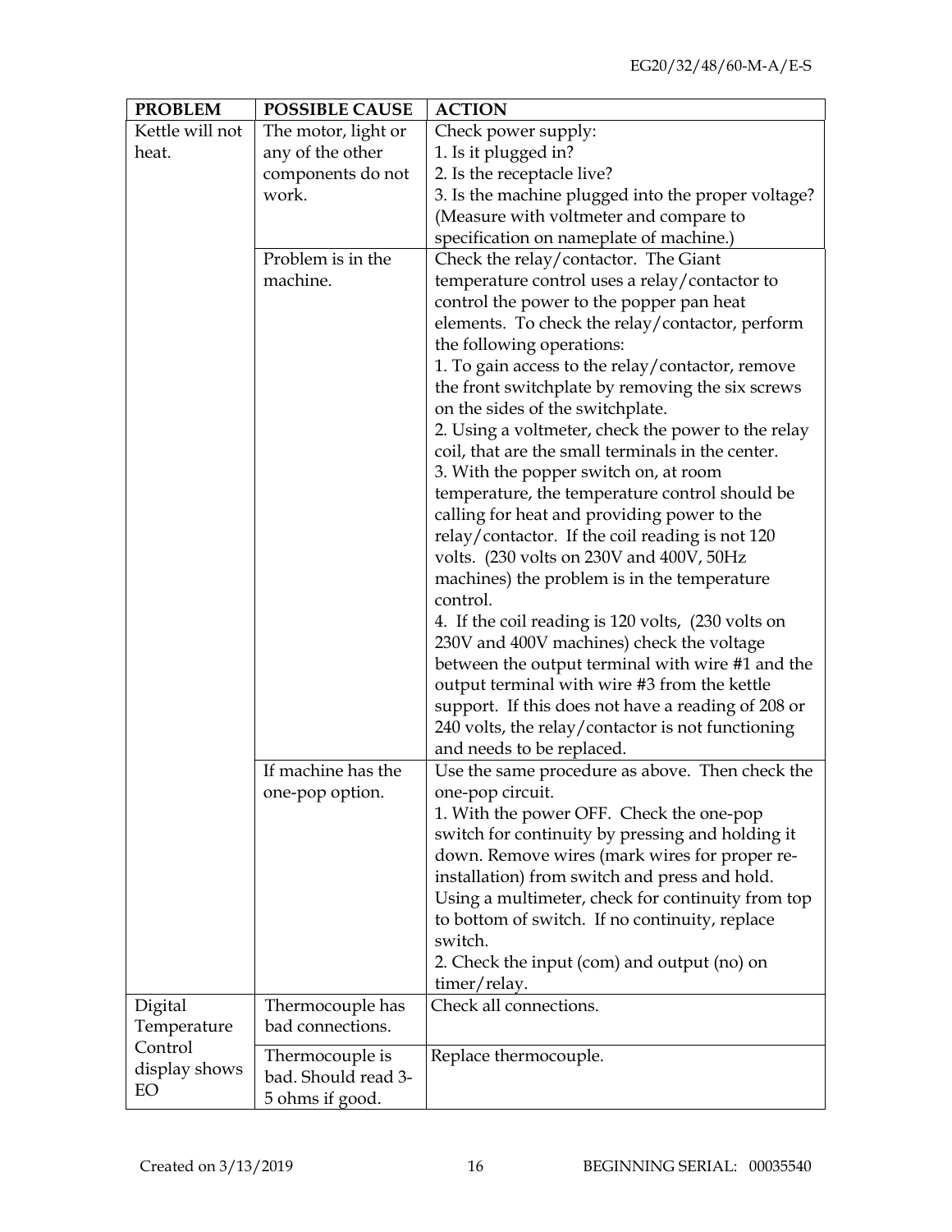| PROBLEM | POSSIBLE CAUSE | ACTION |
|---|---|---|
| Kettle will not heat. | The motor, light or any of the other components do not work. | Check power supply:<br>1. Is it plugged in?<br>2. Is the receptacle live?<br>3. Is the machine plugged into the proper voltage? (Measure with voltmeter and compare to specification on nameplate of machine.) |
| | Problem is in the machine. | Check the relay/contactor. The Giant temperature control uses a relay/contactor to control the power to the popper pan heat elements. To check the relay/contactor, perform the following operations:<br>1. To gain access to the relay/contactor, remove the front switchplate by removing the six screws on the sides of the switchplate.<br>2. Using a voltmeter, check the power to the relay coil, that are the small terminals in the center.<br>3. With the popper switch on, at room temperature, the temperature control should be calling for heat and providing power to the relay/contactor. If the coil reading is not 120 volts. (230 volts on 230V and 400V, 50Hz machines) the problem is in the temperature control.<br>4. If the coil reading is 120 volts, (230 volts on 230V and 400V machines) check the voltage between the output terminal with wire #1 and the output terminal with wire #3 from the kettle support. If this does not have a reading of 208 or 240 volts, the relay/contactor is not functioning and needs to be replaced. |
| | If machine has the one-pop option. | Use the same procedure as above. Then check the one-pop circuit.<br>1. With the power OFF. Check the one-pop switch for continuity by pressing and holding it down. Remove wires (mark wires for proper re-installation) from switch and press and hold. Using a multimeter, check for continuity from top to bottom of switch. If no continuity, replace switch.<br>2. Check the input (com) and output (no) on timer/relay. |
| Digital Temperature Control display shows EO | Thermocouple has bad connections. | Check all connections. |
| | Thermocouple is bad. Should read 3-5 ohms if good. | Replace thermocouple. |

Created on 3/13/2019 BEGINNING SERIAL: 00035540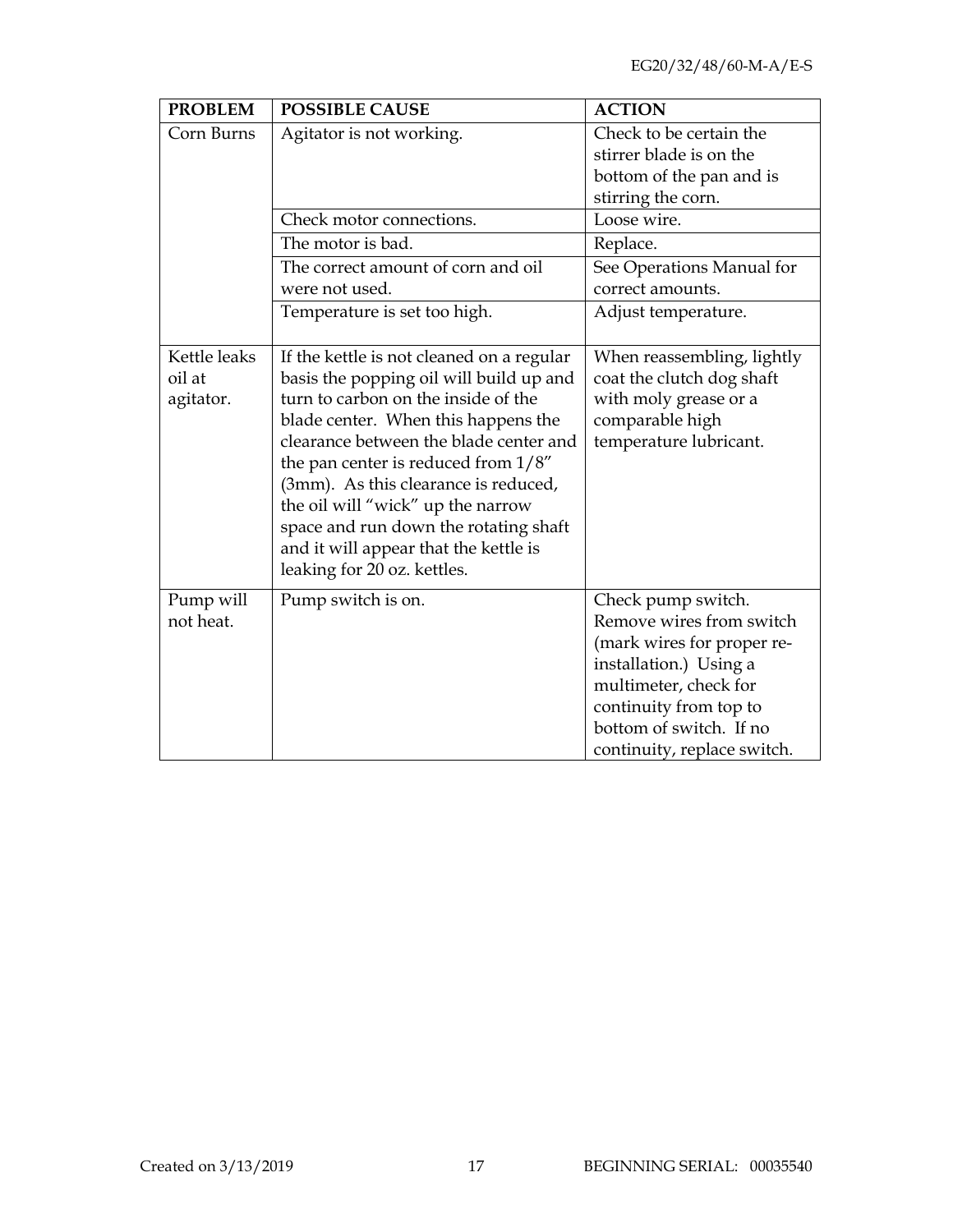| PROBLEM | POSSIBLE CAUSE | ACTION |
|---|---|---|
| Corn Burns | Agitator is not working. | Check to be certain the stirrer blade is on the bottom of the pan and is stirring the corn. |
| | Check motor connections. | Loose wire. |
| | The motor is bad. | Replace. |
| | The correct amount of corn and oil were not used. | See Operations Manual for correct amounts. |
| | Temperature is set too high. | Adjust temperature. |
| Kettle leaks oil at agitator. | If the kettle is not cleaned on a regular basis the popping oil will build up and turn to carbon on the inside of the blade center. When this happens the clearance between the blade center and the pan center is reduced from 1/8" (3mm). As this clearance is reduced, the oil will "wick" up the narrow space and run down the rotating shaft and it will appear that the kettle is leaking for 20 oz. kettles. | When reassembling, lightly coat the clutch dog shaft with moly grease or a comparable high temperature lubricant. |
| Pump will not heat. | Pump switch is on. | Check pump switch. Remove wires from switch (mark wires for proper re-installation.) Using a multimeter, check for continuity from top to bottom of switch. If no continuity, replace switch. |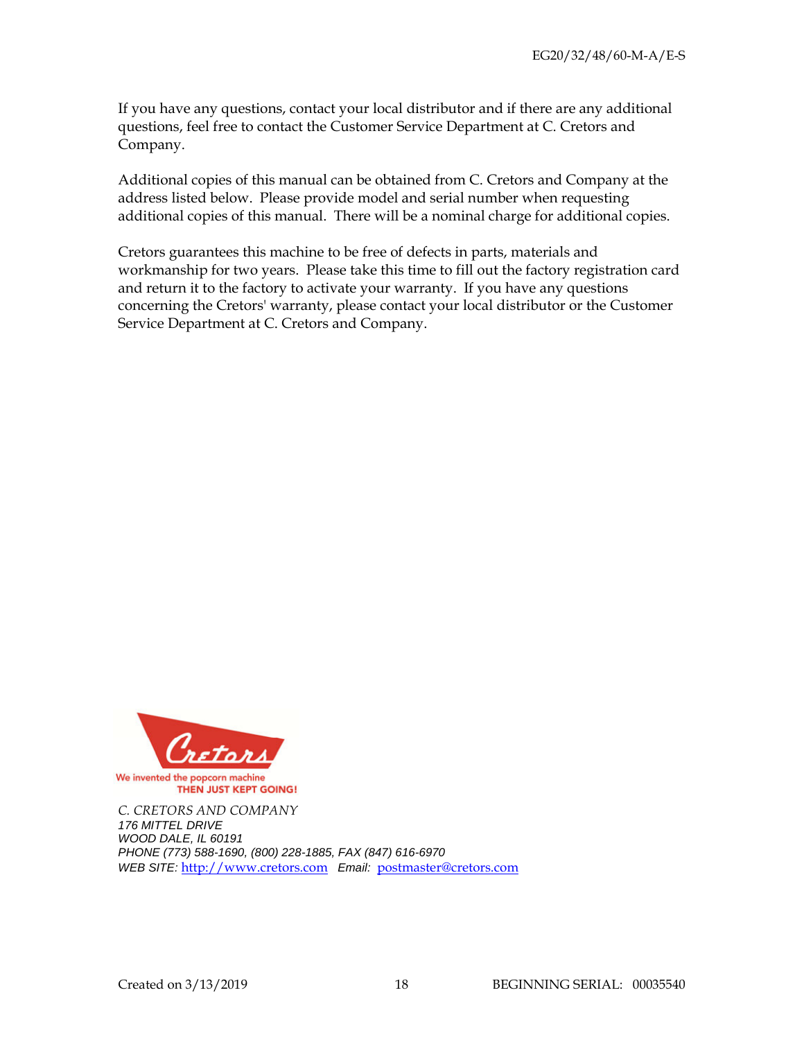If you have any questions, contact your local distributor and if there are any additional questions, feel free to contact the Customer Service Department at C. Cretors and Company.

Additional copies of this manual can be obtained from C. Cretors and Company at the address listed below. Please provide model and serial number when requesting additional copies of this manual. There will be a nominal charge for additional copies.

Cretors guarantees this machine to be free of defects in parts, materials and workmanship for two years. Please take this time to fill out the factory registration card and return it to the factory to activate your warranty. If you have any questions concerning the Cretors' warranty, please contact your local distributor or the Customer Service Department at C. Cretors and Company.

We invented the popcorn machine
THEN JUST KEPT GOING!

*C. CRETORS AND COMPANY*
*176 MITTEL DRIVE*
*WOOD DALE, IL 60191*
*PHONE (773) 588-1690, (800) 228-1885, FAX (847) 616-6970*
*WEB SITE:* [http://www.cretors.com](http://www.cretors.com) *Email:* [postmaster@cretors.com](mailto:postmaster@cretors.com)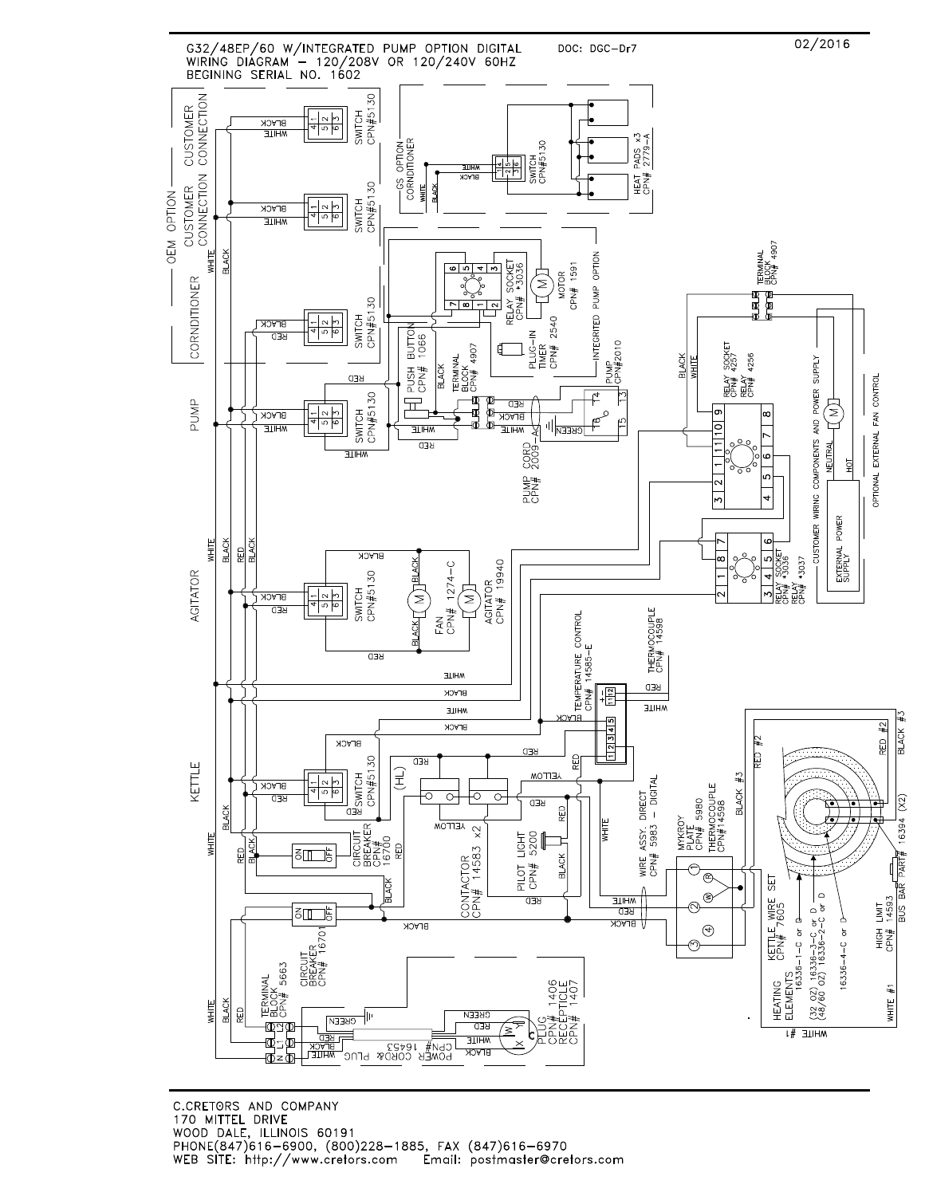# G32/48EP/60 W/INTEGRATED PUMP OPTION DIGITAL WIRING DIAGRAM – 120/208V OR 120/240V 60HZ

BEGINING SERIAL NO. 1602

DOC: DGC-Dr7

02/2016

OEM OPTION — CUSTOMER CONNECTION — CUSTOMER CONNECTION

CORNDITIONER

PUMP

AGITATOR

KETTLE

SWITCH CPN#5130

GS OPTION CORNDITIONER

HEAT PADS x3 CPN# 2779-A

RELAY SOCKET CPN# *3036

MOTOR CPN# 1591

INTEGRATED PUMP OPTION

PUSH BUTTON CPN# 1066

TERMINAL BLOCK CPN# 4907

PLUG-IN TIMER CPN# 2540

PUMP CPN#2010

PUMP CORD CPN# 2009-A

RELAY SOCKET CPN# 4257

RELAY CPN# 4256

RELAY SOCKET CPN# *3036

RELAY CPN# *3037

CUSTOMER WIRING COMPONENTS AND POWER SUPPLY

EXTERNAL POWER SUPPLY

OPTIONAL EXTERNAL FAN CONTROL

FAN CPN# 1274-C

AGITATOR CPN# 19940

TEMPERATURE CONTROL CPN# 14585-E

THERMOCOUPLE CPN# 14598

CIRCUIT BREAKER CPN# 16700

CONTACTOR CPN# 14583 x2

PILOT LIGHT CPN# 5200

WIRE ASSY. DIRECT CPN# 5983 – DIGITAL

MYKROY PLATE CPN# 5980

THERMOCOUPLE CPN#14598

KETTLE WIRE SET CPN# 7605

HEATING ELEMENTS 16336-1-C or D (32 OZ) 16336-3-C or D (48/60 OZ) 16336-2-C or D 16336-4-C or D

HIGH LIMIT CPN# 14593

BUS BAR PART# 16394 (X2)

CIRCUIT BREAKER CPN# 16701

TERMINAL BLOCK CPN# 5663

POWER CORD & PLUG CPN# 16453

PLUG CPN# 1406

RECEPTICLE CPN# 1407

C.CRETORS AND COMPANY
170 MITTEL DRIVE
WOOD DALE, ILLINOIS 60191
PHONE(847)616-6900, (800)228-1885, FAX (847)616-6970
WEB SITE: http://www.cretors.com Email: postmaster@cretors.com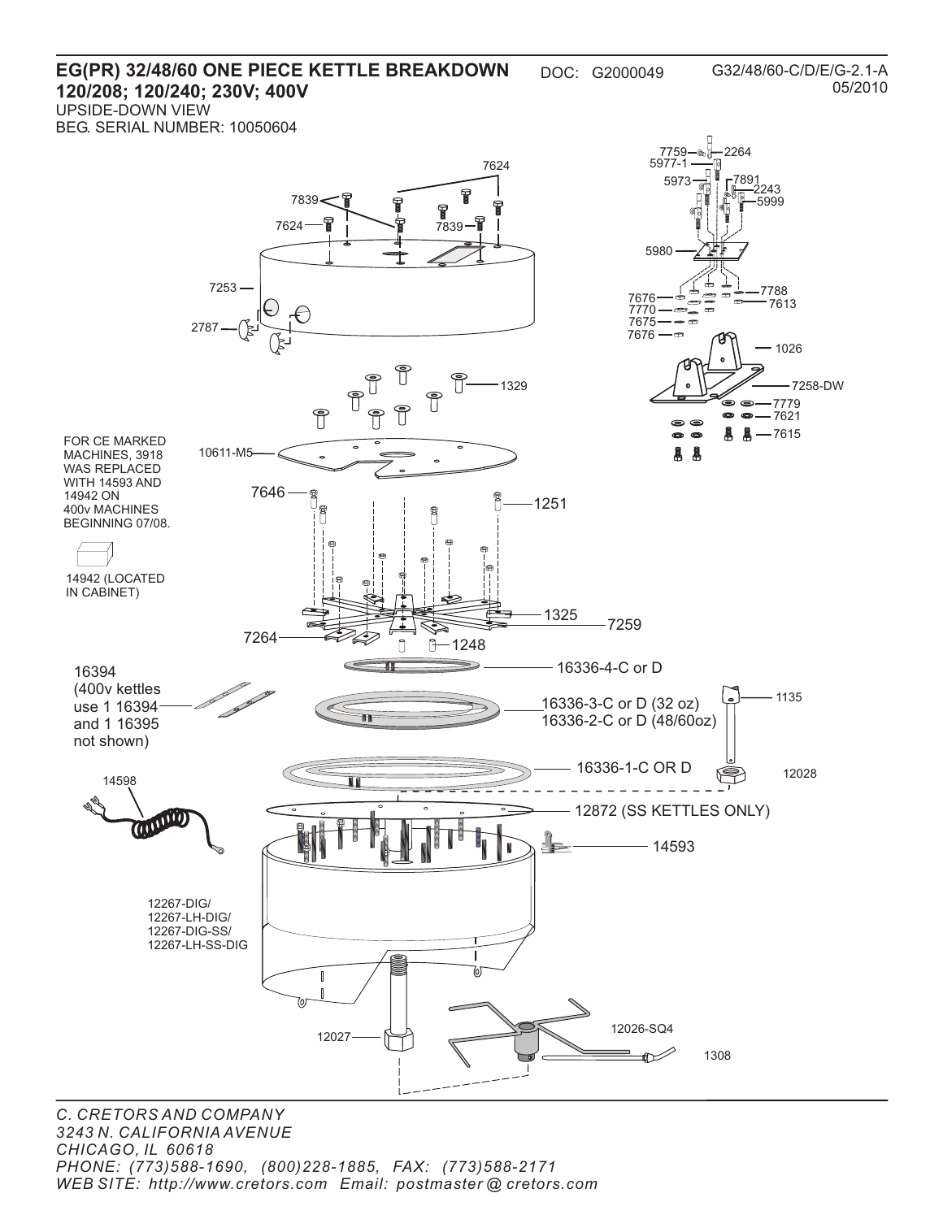# EG(PR) 32/48/60 ONE PIECE KETTLE BREAKDOWN

DOC: G2000049

G32/48/60-C/D/E/G-2.1-A
05/2010

## 120/208; 120/240; 230V; 400V

UPSIDE-DOWN VIEW
BEG. SERIAL NUMBER: 10050604

7759, 2264, 5977-1, 5973, 7891, 2243, 5999, 5980, 7676, 7788, 7770, 7613, 7675, 7676, 1026, 7258-DW, 7779, 7621, 7615

7624, 7839, 7624, 7839, 7253, 2787

1329

FOR CE MARKED MACHINES, 3918 WAS REPLACED WITH 14593 AND 14942 ON 400v MACHINES BEGINNING 07/08.

14942 (LOCATED IN CABINET)

10611-M5

7646, 1251

1325, 7259, 7264, 1248

16336-4-C or D

16394 (400v kettles use 1 16394 and 1 16395 not shown)

16336-3-C or D (32 oz)
16336-2-C or D (48/60oz)

1135

16336-1-C OR D

12028

14598

12872 (SS KETTLES ONLY)

14593

12267-DIG/
12267-LH-DIG/
12267-DIG-SS/
12267-LH-SS-DIG

12026-SQ4

12027

1308

*C. CRETORS AND COMPANY*
*3243 N. CALIFORNIA AVENUE*
*CHICAGO, IL 60618*
*PHONE: (773)588-1690, (800)228-1885, FAX: (773)588-2171*
*WEB SITE: http://www.cretors.com Email: postmaster@cretors.com*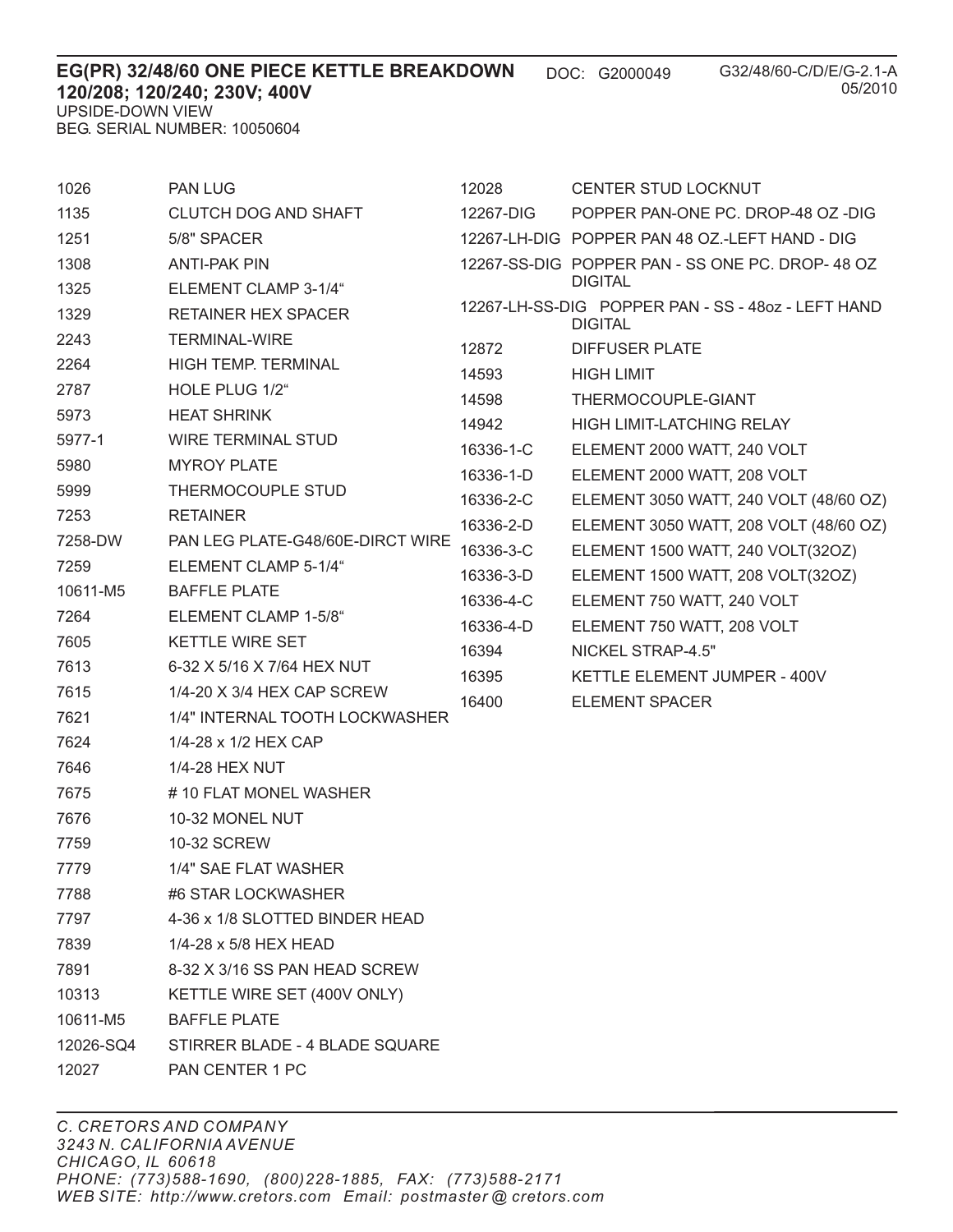**EG(PR) 32/48/60 ONE PIECE KETTLE BREAKDOWN** DOC: G2000049 G32/48/60-C/D/E/G-2.1-A
**120/208; 120/240; 230V; 400V** 05/2010
UPSIDE-DOWN VIEW
BEG. SERIAL NUMBER: 10050604

| | |
|---|---|
| 1026 | PAN LUG |
| 1135 | CLUTCH DOG AND SHAFT |
| 1251 | 5/8" SPACER |
| 1308 | ANTI-PAK PIN |
| 1325 | ELEMENT CLAMP 3-1/4" |
| 1329 | RETAINER HEX SPACER |
| 2243 | TERMINAL-WIRE |
| 2264 | HIGH TEMP. TERMINAL |
| 2787 | HOLE PLUG 1/2" |
| 5973 | HEAT SHRINK |
| 5977-1 | WIRE TERMINAL STUD |
| 5980 | MYROY PLATE |
| 5999 | THERMOCOUPLE STUD |
| 7253 | RETAINER |
| 7258-DW | PAN LEG PLATE-G48/60E-DIRCT WIRE |
| 7259 | ELEMENT CLAMP 5-1/4" |
| 10611-M5 | BAFFLE PLATE |
| 7264 | ELEMENT CLAMP 1-5/8" |
| 7605 | KETTLE WIRE SET |
| 7613 | 6-32 X 5/16 X 7/64 HEX NUT |
| 7615 | 1/4-20 X 3/4 HEX CAP SCREW |
| 7621 | 1/4" INTERNAL TOOTH LOCKWASHER |
| 7624 | 1/4-28 x 1/2 HEX CAP |
| 7646 | 1/4-28 HEX NUT |
| 7675 | # 10 FLAT MONEL WASHER |
| 7676 | 10-32 MONEL NUT |
| 7759 | 10-32 SCREW |
| 7779 | 1/4" SAE FLAT WASHER |
| 7788 | #6 STAR LOCKWASHER |
| 7797 | 4-36 x 1/8 SLOTTED BINDER HEAD |
| 7839 | 1/4-28 x 5/8 HEX HEAD |
| 7891 | 8-32 X 3/16 SS PAN HEAD SCREW |
| 10313 | KETTLE WIRE SET (400V ONLY) |
| 10611-M5 | BAFFLE PLATE |
| 12026-SQ4 | STIRRER BLADE - 4 BLADE SQUARE |
| 12027 | PAN CENTER 1 PC |
| 12028 | CENTER STUD LOCKNUT |
| 12267-DIG | POPPER PAN-ONE PC. DROP-48 OZ -DIG |
| 12267-LH-DIG | POPPER PAN 48 OZ.-LEFT HAND - DIG |
| 12267-SS-DIG | POPPER PAN - SS ONE PC. DROP- 48 OZ DIGITAL |
| 12267-LH-SS-DIG | POPPER PAN - SS - 48oz - LEFT HAND DIGITAL |
| 12872 | DIFFUSER PLATE |
| 14593 | HIGH LIMIT |
| 14598 | THERMOCOUPLE-GIANT |
| 14942 | HIGH LIMIT-LATCHING RELAY |
| 16336-1-C | ELEMENT 2000 WATT, 240 VOLT |
| 16336-1-D | ELEMENT 2000 WATT, 208 VOLT |
| 16336-2-C | ELEMENT 3050 WATT, 240 VOLT (48/60 OZ) |
| 16336-2-D | ELEMENT 3050 WATT, 208 VOLT (48/60 OZ) |
| 16336-3-C | ELEMENT 1500 WATT, 240 VOLT(32OZ) |
| 16336-3-D | ELEMENT 1500 WATT, 208 VOLT(32OZ) |
| 16336-4-C | ELEMENT 750 WATT, 240 VOLT |
| 16336-4-D | ELEMENT 750 WATT, 208 VOLT |
| 16394 | NICKEL STRAP-4.5" |
| 16395 | KETTLE ELEMENT JUMPER - 400V |
| 16400 | ELEMENT SPACER |

*C. CRETORS AND COMPANY*
*3243 N. CALIFORNIA AVENUE*
*CHICAGO, IL 60618*
*PHONE: (773)588-1690, (800)228-1885, FAX: (773)588-2171*
*WEB SITE: http://www.cretors.com Email: postmaster@cretors.com*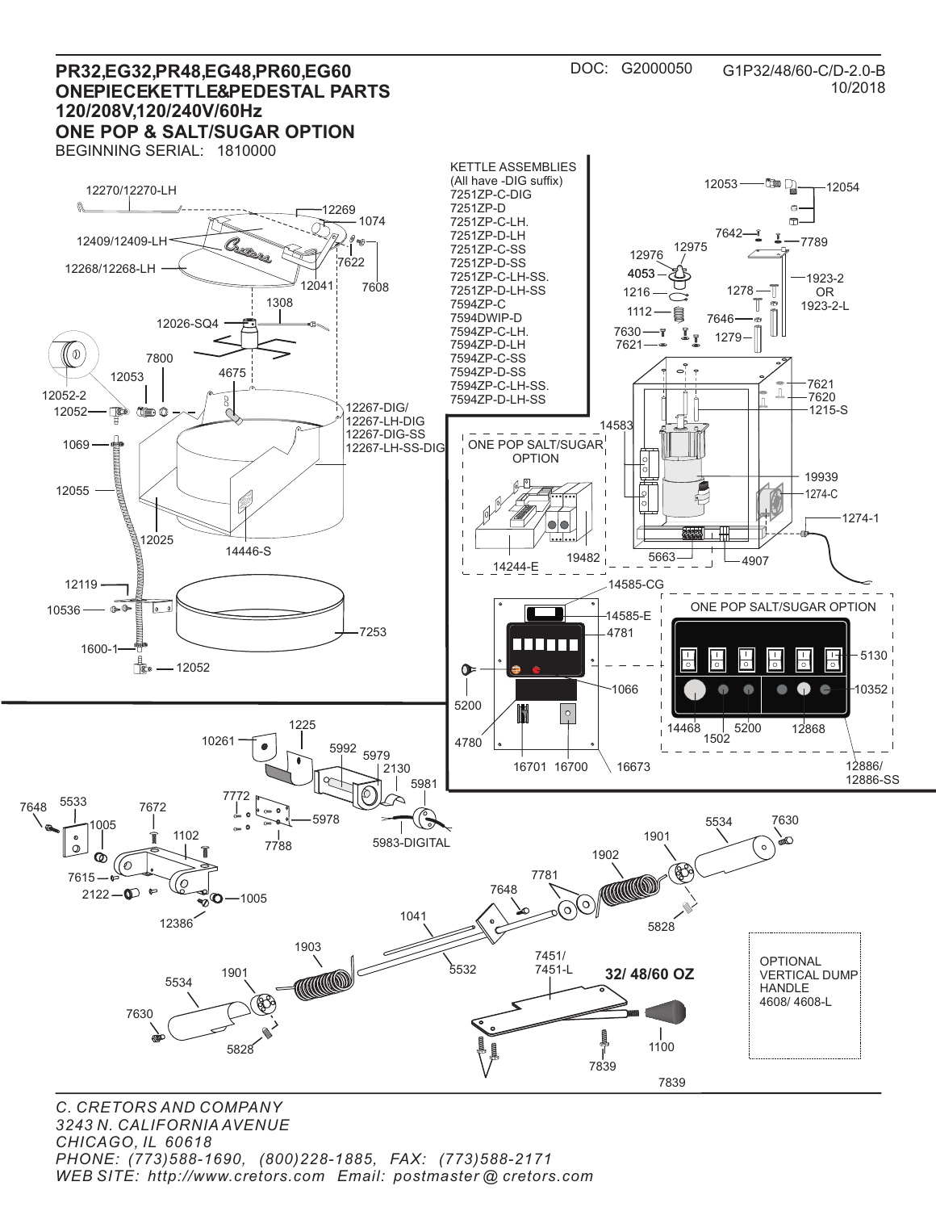# PR32,EG32,PR48,EG48,PR60,EG60
## ONEPIECEKETTLE&PEDESTAL PARTS
## 120/208V,120/240V/60Hz
## ONE POP & SALT/SUGAR OPTION

BEGINNING SERIAL: 1810000

DOC: G2000050

G1P32/48/60-C/D-2.0-B
10/2018

KETTLE ASSEMBLIES
(All have -DIG suffix)
7251ZP-C-DIG
7251ZP-D
7251ZP-C-LH.
7251ZP-D-LH
7251ZP-C-SS
7251ZP-D-SS
7251ZP-C-LH-SS.
7251ZP-D-LH-SS
7594ZP-C
7594DWIP-D
7594ZP-C-LH.
7594ZP-D-LH
7594ZP-C-SS
7594ZP-D-SS
7594ZP-C-LH-SS.
7594ZP-D-LH-SS

12270/12270-LH, 12269, 1074, 12409/12409-LH, 7622, 12268/12268-LH, 12041, 7608, 1308, 12026-SQ4, 7800, 12052-2, 12053, 4675, 12052, 12267-DIG/ 12267-LH-DIG 12267-DIG-SS 12267-LH-SS-DIG, 1069, 12055, 12025, 14446-S, 12119, 10536, 7253, 1600-1, 12052

12053, 12054, 7642, 7789, 12975, 12976, 1923-2 OR 1923-2-L, 4053, 1216, 1278, 1112, 7646, 7630, 7621, 1279, 7621, 7620, 1215-S, 14583, 19939, 1274-C, 1274-1, 5663, 4907

ONE POP SALT/SUGAR OPTION
14244-E, 19482

14585-CG, 14585-E, 4781, 5200, 1066, 4780, 16701, 16700, 16673

ONE POP SALT/SUGAR OPTION
5130, 10352, 14468, 1502, 5200, 12868, 12886/ 12886-SS

10261, 1225, 5992, 5979, 2130, 5981, 7772, 5978, 7788, 5983-DIGITAL, 7648, 5533, 7672, 1005, 1102, 7615, 2122, 1005, 12386

5534, 7630, 1901, 1902, 7781, 7648, 1041, 5828, 1903, 5532, 7451/ 7451-L, 5534, 1901, 7630, 5828, 1100, 7839, 7839

**32/ 48/60 OZ**

OPTIONAL VERTICAL DUMP HANDLE
4608/ 4608-L

*C. CRETORS AND COMPANY*
*3243 N. CALIFORNIA AVENUE*
*CHICAGO, IL 60618*
*PHONE: (773)588-1690, (800)228-1885, FAX: (773)588-2171*
*WEB SITE: http://www.cretors.com Email: postmaster@cretors.com*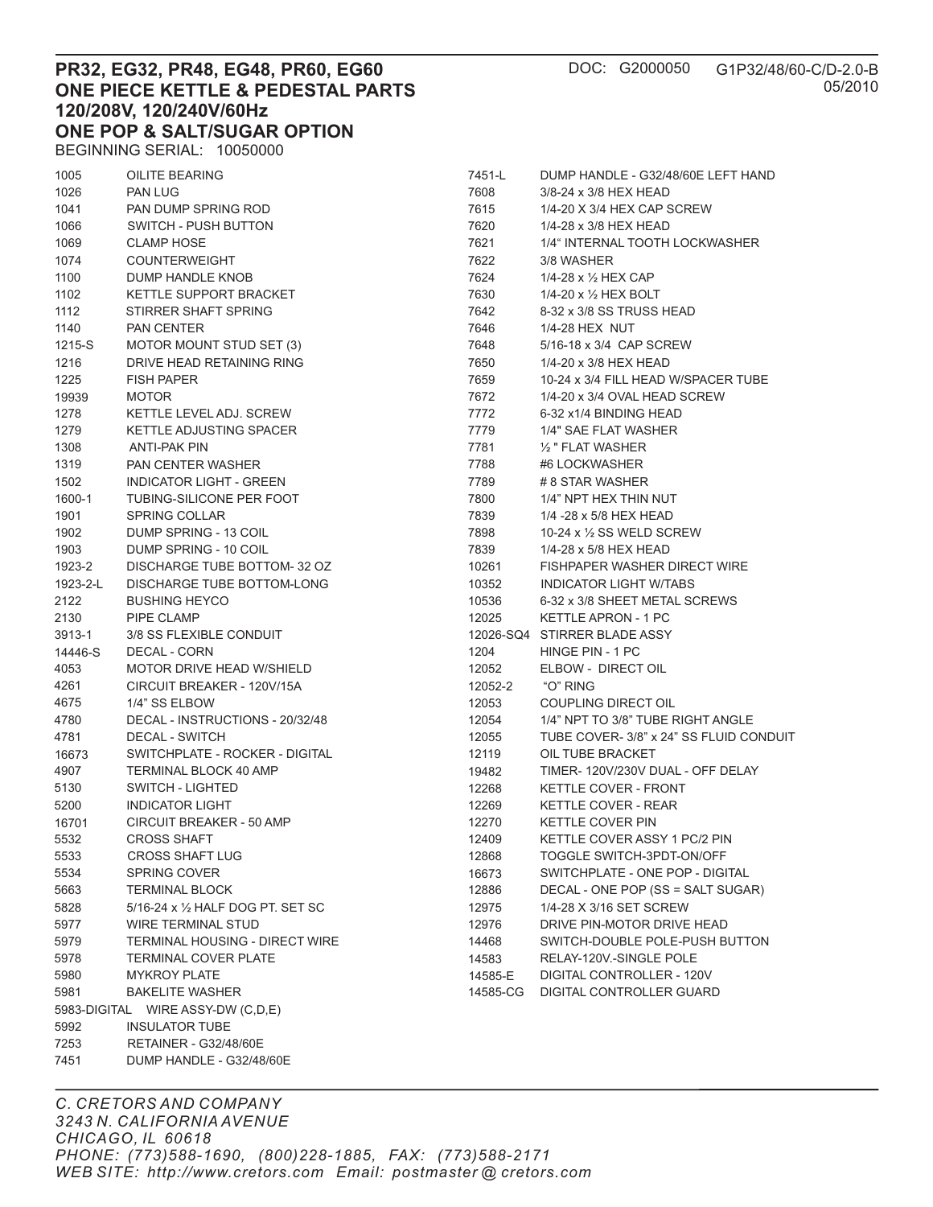## PR32, EG32, PR48, EG48, PR60, EG60
## ONE PIECE KETTLE & PEDESTAL PARTS
## 120/208V, 120/240V/60Hz
## ONE POP & SALT/SUGAR OPTION

DOC: G2000050 G1P32/48/60-C/D-2.0-B
05/2010

BEGINNING SERIAL: 10050000

| | |
|---|---|
| 1005 | OILITE BEARING |
| 1026 | PAN LUG |
| 1041 | PAN DUMP SPRING ROD |
| 1066 | SWITCH - PUSH BUTTON |
| 1069 | CLAMP HOSE |
| 1074 | COUNTERWEIGHT |
| 1100 | DUMP HANDLE KNOB |
| 1102 | KETTLE SUPPORT BRACKET |
| 1112 | STIRRER SHAFT SPRING |
| 1140 | PAN CENTER |
| 1215-S | MOTOR MOUNT STUD SET (3) |
| 1216 | DRIVE HEAD RETAINING RING |
| 1225 | FISH PAPER |
| 19939 | MOTOR |
| 1278 | KETTLE LEVEL ADJ. SCREW |
| 1279 | KETTLE ADJUSTING SPACER |
| 1308 | ANTI-PAK PIN |
| 1319 | PAN CENTER WASHER |
| 1502 | INDICATOR LIGHT - GREEN |
| 1600-1 | TUBING-SILICONE PER FOOT |
| 1901 | SPRING COLLAR |
| 1902 | DUMP SPRING - 13 COIL |
| 1903 | DUMP SPRING - 10 COIL |
| 1923-2 | DISCHARGE TUBE BOTTOM- 32 OZ |
| 1923-2-L | DISCHARGE TUBE BOTTOM-LONG |
| 2122 | BUSHING HEYCO |
| 2130 | PIPE CLAMP |
| 3913-1 | 3/8 SS FLEXIBLE CONDUIT |
| 14446-S | DECAL - CORN |
| 4053 | MOTOR DRIVE HEAD W/SHIELD |
| 4261 | CIRCUIT BREAKER - 120V/15A |
| 4675 | 1/4" SS ELBOW |
| 4780 | DECAL - INSTRUCTIONS - 20/32/48 |
| 4781 | DECAL - SWITCH |
| 16673 | SWITCHPLATE - ROCKER - DIGITAL |
| 4907 | TERMINAL BLOCK 40 AMP |
| 5130 | SWITCH - LIGHTED |
| 5200 | INDICATOR LIGHT |
| 16701 | CIRCUIT BREAKER - 50 AMP |
| 5532 | CROSS SHAFT |
| 5533 | CROSS SHAFT LUG |
| 5534 | SPRING COVER |
| 5663 | TERMINAL BLOCK |
| 5828 | 5/16-24 x ½ HALF DOG PT. SET SC |
| 5977 | WIRE TERMINAL STUD |
| 5979 | TERMINAL HOUSING - DIRECT WIRE |
| 5978 | TERMINAL COVER PLATE |
| 5980 | MYKROY PLATE |
| 5981 | BAKELITE WASHER |
| 5983-DIGITAL | WIRE ASSY-DW (C,D,E) |
| 5992 | INSULATOR TUBE |
| 7253 | RETAINER - G32/48/60E |
| 7451 | DUMP HANDLE - G32/48/60E |
| 7451-L | DUMP HANDLE - G32/48/60E LEFT HAND |
| 7608 | 3/8-24 x 3/8 HEX HEAD |
| 7615 | 1/4-20 X 3/4 HEX CAP SCREW |
| 7620 | 1/4-28 x 3/8 HEX HEAD |
| 7621 | 1/4" INTERNAL TOOTH LOCKWASHER |
| 7622 | 3/8 WASHER |
| 7624 | 1/4-28 x ½ HEX CAP |
| 7630 | 1/4-20 x ½ HEX BOLT |
| 7642 | 8-32 x 3/8 SS TRUSS HEAD |
| 7646 | 1/4-28 HEX NUT |
| 7648 | 5/16-18 x 3/4 CAP SCREW |
| 7650 | 1/4-20 x 3/8 HEX HEAD |
| 7659 | 10-24 x 3/4 FILL HEAD W/SPACER TUBE |
| 7672 | 1/4-20 x 3/4 OVAL HEAD SCREW |
| 7772 | 6-32 x1/4 BINDING HEAD |
| 7779 | 1/4" SAE FLAT WASHER |
| 7781 | ½ " FLAT WASHER |
| 7788 | #6 LOCKWASHER |
| 7789 | # 8 STAR WASHER |
| 7800 | 1/4" NPT HEX THIN NUT |
| 7839 | 1/4 -28 x 5/8 HEX HEAD |
| 7898 | 10-24 x ½ SS WELD SCREW |
| 7839 | 1/4-28 x 5/8 HEX HEAD |
| 10261 | FISHPAPER WASHER DIRECT WIRE |
| 10352 | INDICATOR LIGHT W/TABS |
| 10536 | 6-32 x 3/8 SHEET METAL SCREWS |
| 12025 | KETTLE APRON - 1 PC |
| 12026-SQ4 | STIRRER BLADE ASSY |
| 1204 | HINGE PIN - 1 PC |
| 12052 | ELBOW - DIRECT OIL |
| 12052-2 | "O" RING |
| 12053 | COUPLING DIRECT OIL |
| 12054 | 1/4" NPT TO 3/8" TUBE RIGHT ANGLE |
| 12055 | TUBE COVER- 3/8" x 24" SS FLUID CONDUIT |
| 12119 | OIL TUBE BRACKET |
| 19482 | TIMER- 120V/230V DUAL - OFF DELAY |
| 12268 | KETTLE COVER - FRONT |
| 12269 | KETTLE COVER - REAR |
| 12270 | KETTLE COVER PIN |
| 12409 | KETTLE COVER ASSY 1 PC/2 PIN |
| 12868 | TOGGLE SWITCH-3PDT-ON/OFF |
| 16673 | SWITCHPLATE - ONE POP - DIGITAL |
| 12886 | DECAL - ONE POP (SS = SALT SUGAR) |
| 12975 | 1/4-28 X 3/16 SET SCREW |
| 12976 | DRIVE PIN-MOTOR DRIVE HEAD |
| 14468 | SWITCH-DOUBLE POLE-PUSH BUTTON |
| 14583 | RELAY-120V.-SINGLE POLE |
| 14585-E | DIGITAL CONTROLLER - 120V |
| 14585-CG | DIGITAL CONTROLLER GUARD |

*C. CRETORS AND COMPANY*
*3243 N. CALIFORNIA AVENUE*
*CHICAGO, IL 60618*
*PHONE: (773)588-1690, (800)228-1885, FAX: (773)588-2171*
*WEB SITE: http://www.cretors.com Email: postmaster@cretors.com*